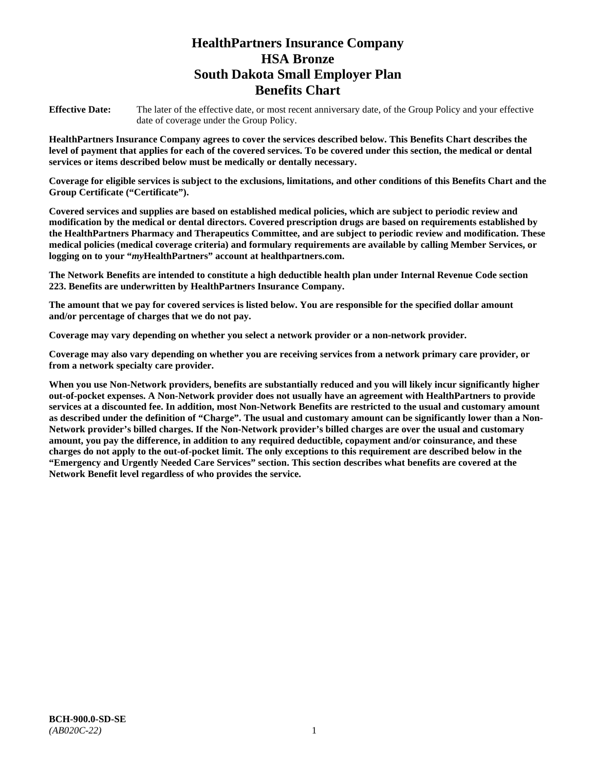# HealthPartners Insurance Company
# HSA Bronze
# South Dakota Small Employer Plan
# Benefits Chart

**Effective Date:** The later of the effective date, or most recent anniversary date, of the Group Policy and your effective date of coverage under the Group Policy.

**HealthPartners Insurance Company agrees to cover the services described below. This Benefits Chart describes the level of payment that applies for each of the covered services. To be covered under this section, the medical or dental services or items described below must be medically or dentally necessary.**

**Coverage for eligible services is subject to the exclusions, limitations, and other conditions of this Benefits Chart and the Group Certificate ("Certificate").**

**Covered services and supplies are based on established medical policies, which are subject to periodic review and modification by the medical or dental directors. Covered prescription drugs are based on requirements established by the HealthPartners Pharmacy and Therapeutics Committee, and are subject to periodic review and modification. These medical policies (medical coverage criteria) and formulary requirements are available by calling Member Services, or logging on to your "*my*HealthPartners" account at healthpartners.com.**

**The Network Benefits are intended to constitute a high deductible health plan under Internal Revenue Code section 223. Benefits are underwritten by HealthPartners Insurance Company.**

**The amount that we pay for covered services is listed below. You are responsible for the specified dollar amount and/or percentage of charges that we do not pay.**

**Coverage may vary depending on whether you select a network provider or a non-network provider.**

**Coverage may also vary depending on whether you are receiving services from a network primary care provider, or from a network specialty care provider.**

**When you use Non-Network providers, benefits are substantially reduced and you will likely incur significantly higher out-of-pocket expenses. A Non-Network provider does not usually have an agreement with HealthPartners to provide services at a discounted fee. In addition, most Non-Network Benefits are restricted to the usual and customary amount as described under the definition of "Charge". The usual and customary amount can be significantly lower than a Non-Network provider's billed charges. If the Non-Network provider's billed charges are over the usual and customary amount, you pay the difference, in addition to any required deductible, copayment and/or coinsurance, and these charges do not apply to the out-of-pocket limit. The only exceptions to this requirement are described below in the "Emergency and Urgently Needed Care Services" section. This section describes what benefits are covered at the Network Benefit level regardless of who provides the service.**

**BCH-900.0-SD-SE**
*(AB020C-22)*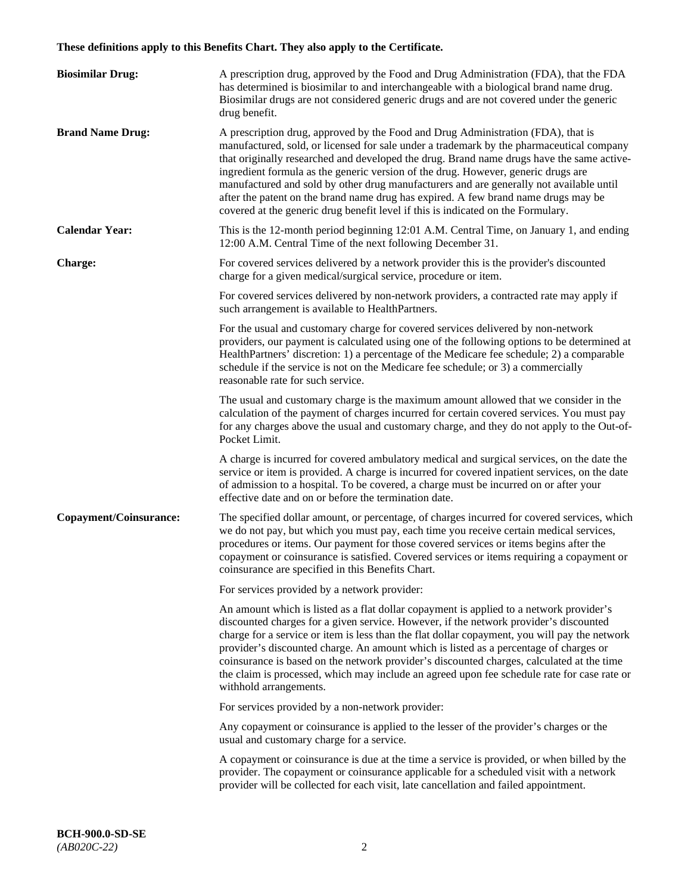**These definitions apply to this Benefits Chart. They also apply to the Certificate.**

**Biosimilar Drug:** A prescription drug, approved by the Food and Drug Administration (FDA), that the FDA has determined is biosimilar to and interchangeable with a biological brand name drug. Biosimilar drugs are not considered generic drugs and are not covered under the generic drug benefit.

**Brand Name Drug:** A prescription drug, approved by the Food and Drug Administration (FDA), that is manufactured, sold, or licensed for sale under a trademark by the pharmaceutical company that originally researched and developed the drug. Brand name drugs have the same active-ingredient formula as the generic version of the drug. However, generic drugs are manufactured and sold by other drug manufacturers and are generally not available until after the patent on the brand name drug has expired. A few brand name drugs may be covered at the generic drug benefit level if this is indicated on the Formulary.

**Calendar Year:** This is the 12-month period beginning 12:01 A.M. Central Time, on January 1, and ending 12:00 A.M. Central Time of the next following December 31.

**Charge:** For covered services delivered by a network provider this is the provider's discounted charge for a given medical/surgical service, procedure or item.

For covered services delivered by non-network providers, a contracted rate may apply if such arrangement is available to HealthPartners.

For the usual and customary charge for covered services delivered by non-network providers, our payment is calculated using one of the following options to be determined at HealthPartners' discretion: 1) a percentage of the Medicare fee schedule; 2) a comparable schedule if the service is not on the Medicare fee schedule; or 3) a commercially reasonable rate for such service.

The usual and customary charge is the maximum amount allowed that we consider in the calculation of the payment of charges incurred for certain covered services. You must pay for any charges above the usual and customary charge, and they do not apply to the Out-of-Pocket Limit.

A charge is incurred for covered ambulatory medical and surgical services, on the date the service or item is provided. A charge is incurred for covered inpatient services, on the date of admission to a hospital. To be covered, a charge must be incurred on or after your effective date and on or before the termination date.

**Copayment/Coinsurance:** The specified dollar amount, or percentage, of charges incurred for covered services, which we do not pay, but which you must pay, each time you receive certain medical services, procedures or items. Our payment for those covered services or items begins after the copayment or coinsurance is satisfied. Covered services or items requiring a copayment or coinsurance are specified in this Benefits Chart.

For services provided by a network provider:

An amount which is listed as a flat dollar copayment is applied to a network provider's discounted charges for a given service. However, if the network provider's discounted charge for a service or item is less than the flat dollar copayment, you will pay the network provider's discounted charge. An amount which is listed as a percentage of charges or coinsurance is based on the network provider's discounted charges, calculated at the time the claim is processed, which may include an agreed upon fee schedule rate for case rate or withhold arrangements.

For services provided by a non-network provider:

Any copayment or coinsurance is applied to the lesser of the provider's charges or the usual and customary charge for a service.

A copayment or coinsurance is due at the time a service is provided, or when billed by the provider. The copayment or coinsurance applicable for a scheduled visit with a network provider will be collected for each visit, late cancellation and failed appointment.

**BCH-900.0-SD-SE**
*(AB020C-22)*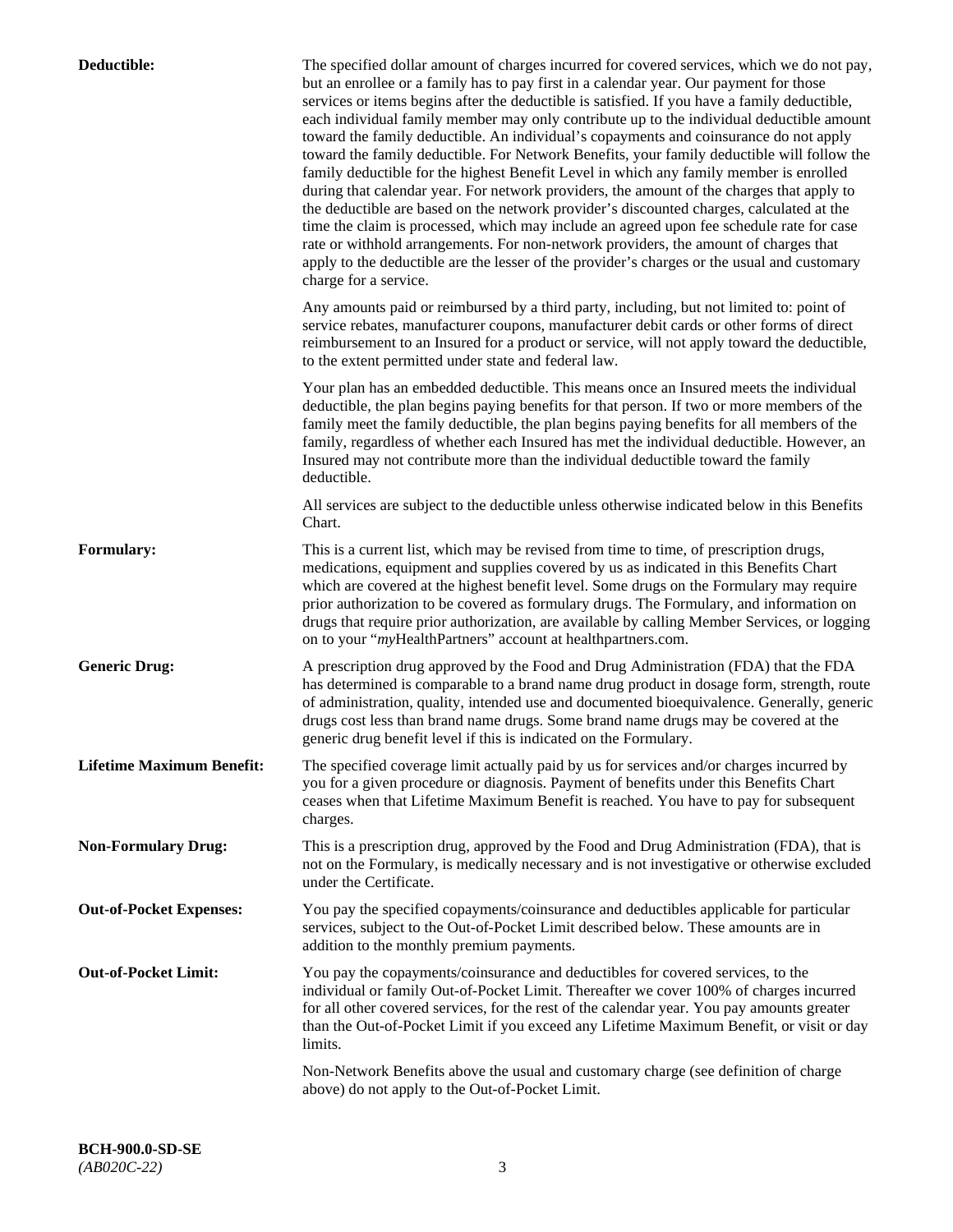**Deductible:** The specified dollar amount of charges incurred for covered services, which we do not pay, but an enrollee or a family has to pay first in a calendar year. Our payment for those services or items begins after the deductible is satisfied. If you have a family deductible, each individual family member may only contribute up to the individual deductible amount toward the family deductible. An individual's copayments and coinsurance do not apply toward the family deductible. For Network Benefits, your family deductible will follow the family deductible for the highest Benefit Level in which any family member is enrolled during that calendar year. For network providers, the amount of the charges that apply to the deductible are based on the network provider's discounted charges, calculated at the time the claim is processed, which may include an agreed upon fee schedule rate for case rate or withhold arrangements. For non-network providers, the amount of charges that apply to the deductible are the lesser of the provider's charges or the usual and customary charge for a service.

Any amounts paid or reimbursed by a third party, including, but not limited to: point of service rebates, manufacturer coupons, manufacturer debit cards or other forms of direct reimbursement to an Insured for a product or service, will not apply toward the deductible, to the extent permitted under state and federal law.

Your plan has an embedded deductible. This means once an Insured meets the individual deductible, the plan begins paying benefits for that person. If two or more members of the family meet the family deductible, the plan begins paying benefits for all members of the family, regardless of whether each Insured has met the individual deductible. However, an Insured may not contribute more than the individual deductible toward the family deductible.

All services are subject to the deductible unless otherwise indicated below in this Benefits Chart.

**Formulary:** This is a current list, which may be revised from time to time, of prescription drugs, medications, equipment and supplies covered by us as indicated in this Benefits Chart which are covered at the highest benefit level. Some drugs on the Formulary may require prior authorization to be covered as formulary drugs. The Formulary, and information on drugs that require prior authorization, are available by calling Member Services, or logging on to your "*my*HealthPartners" account at healthpartners.com.

**Generic Drug:** A prescription drug approved by the Food and Drug Administration (FDA) that the FDA has determined is comparable to a brand name drug product in dosage form, strength, route of administration, quality, intended use and documented bioequivalence. Generally, generic drugs cost less than brand name drugs. Some brand name drugs may be covered at the generic drug benefit level if this is indicated on the Formulary.

**Lifetime Maximum Benefit:** The specified coverage limit actually paid by us for services and/or charges incurred by you for a given procedure or diagnosis. Payment of benefits under this Benefits Chart ceases when that Lifetime Maximum Benefit is reached. You have to pay for subsequent charges.

**Non-Formulary Drug:** This is a prescription drug, approved by the Food and Drug Administration (FDA), that is not on the Formulary, is medically necessary and is not investigative or otherwise excluded under the Certificate.

**Out-of-Pocket Expenses:** You pay the specified copayments/coinsurance and deductibles applicable for particular services, subject to the Out-of-Pocket Limit described below. These amounts are in addition to the monthly premium payments.

**Out-of-Pocket Limit:** You pay the copayments/coinsurance and deductibles for covered services, to the individual or family Out-of-Pocket Limit. Thereafter we cover 100% of charges incurred for all other covered services, for the rest of the calendar year. You pay amounts greater than the Out-of-Pocket Limit if you exceed any Lifetime Maximum Benefit, or visit or day limits.

Non-Network Benefits above the usual and customary charge (see definition of charge above) do not apply to the Out-of-Pocket Limit.

**BCH-900.0-SD-SE**
*(AB020C-22)*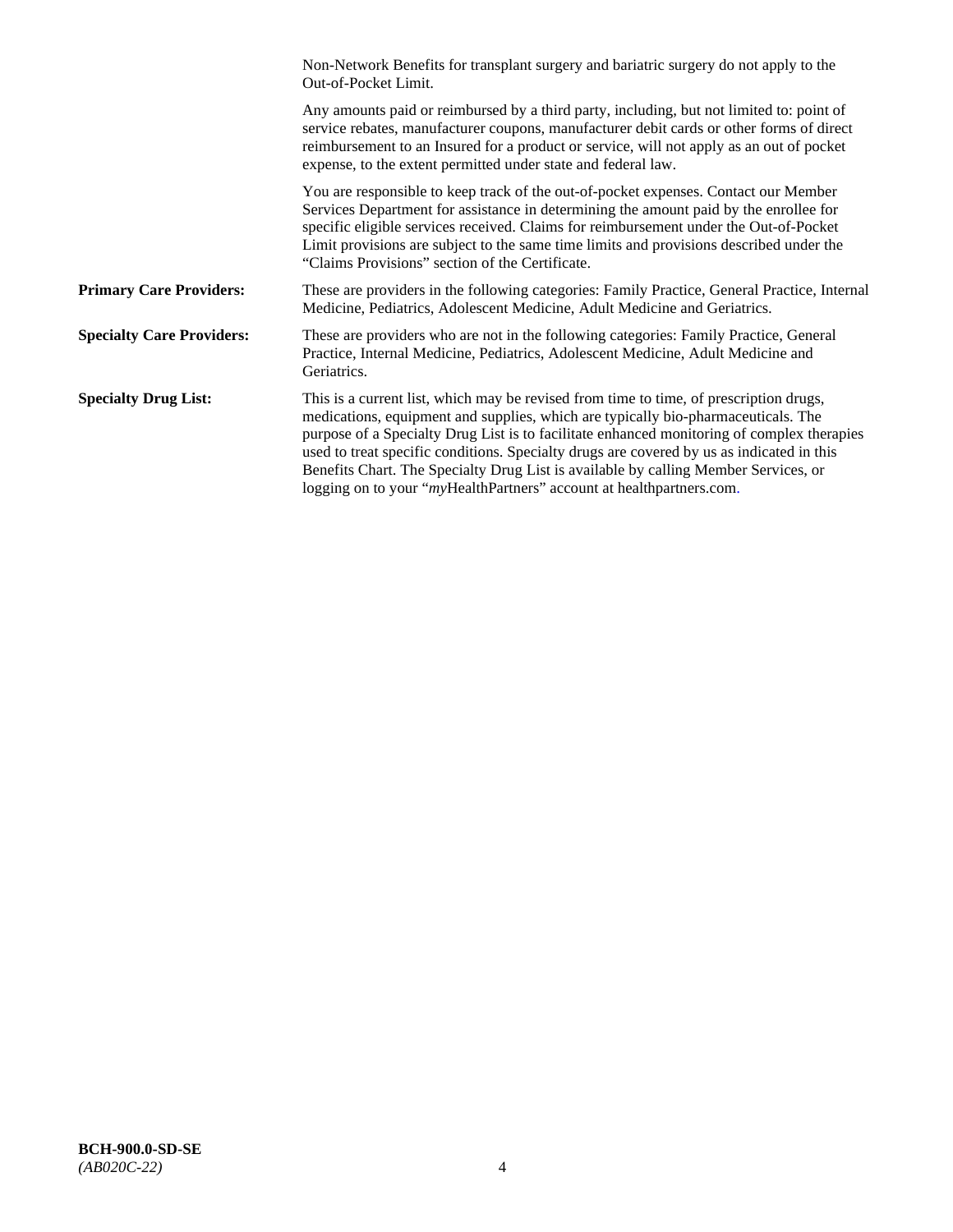Non-Network Benefits for transplant surgery and bariatric surgery do not apply to the Out-of-Pocket Limit.

Any amounts paid or reimbursed by a third party, including, but not limited to: point of service rebates, manufacturer coupons, manufacturer debit cards or other forms of direct reimbursement to an Insured for a product or service, will not apply as an out of pocket expense, to the extent permitted under state and federal law.

You are responsible to keep track of the out-of-pocket expenses. Contact our Member Services Department for assistance in determining the amount paid by the enrollee for specific eligible services received. Claims for reimbursement under the Out-of-Pocket Limit provisions are subject to the same time limits and provisions described under the "Claims Provisions" section of the Certificate.

**Primary Care Providers:** These are providers in the following categories: Family Practice, General Practice, Internal Medicine, Pediatrics, Adolescent Medicine, Adult Medicine and Geriatrics.

**Specialty Care Providers:** These are providers who are not in the following categories: Family Practice, General Practice, Internal Medicine, Pediatrics, Adolescent Medicine, Adult Medicine and Geriatrics.

**Specialty Drug List:** This is a current list, which may be revised from time to time, of prescription drugs, medications, equipment and supplies, which are typically bio-pharmaceuticals. The purpose of a Specialty Drug List is to facilitate enhanced monitoring of complex therapies used to treat specific conditions. Specialty drugs are covered by us as indicated in this Benefits Chart. The Specialty Drug List is available by calling Member Services, or logging on to your "*my*HealthPartners" account at healthpartners.com.

**BCH-900.0-SD-SE**
*(AB020C-22)*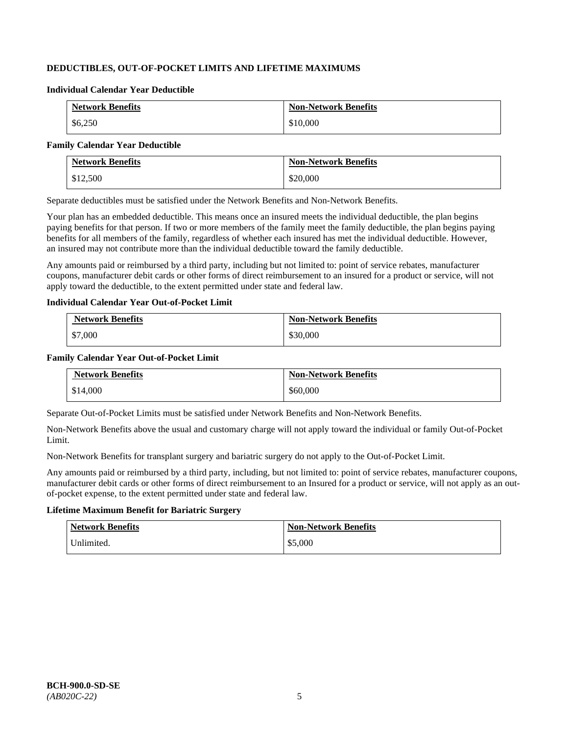**DEDUCTIBLES, OUT-OF-POCKET LIMITS AND LIFETIME MAXIMUMS**

**Individual Calendar Year Deductible**

| Network Benefits | Non-Network Benefits |
|---|---|
| $6,250 | $10,000 |

**Family Calendar Year Deductible**

| Network Benefits | Non-Network Benefits |
|---|---|
| $12,500 | $20,000 |

Separate deductibles must be satisfied under the Network Benefits and Non-Network Benefits.

Your plan has an embedded deductible. This means once an insured meets the individual deductible, the plan begins paying benefits for that person. If two or more members of the family meet the family deductible, the plan begins paying benefits for all members of the family, regardless of whether each insured has met the individual deductible. However, an insured may not contribute more than the individual deductible toward the family deductible.

Any amounts paid or reimbursed by a third party, including but not limited to: point of service rebates, manufacturer coupons, manufacturer debit cards or other forms of direct reimbursement to an insured for a product or service, will not apply toward the deductible, to the extent permitted under state and federal law.

**Individual Calendar Year Out-of-Pocket Limit**

| Network Benefits | Non-Network Benefits |
|---|---|
| $7,000 | $30,000 |

**Family Calendar Year Out-of-Pocket Limit**

| Network Benefits | Non-Network Benefits |
|---|---|
| $14,000 | $60,000 |

Separate Out-of-Pocket Limits must be satisfied under Network Benefits and Non-Network Benefits.

Non-Network Benefits above the usual and customary charge will not apply toward the individual or family Out-of-Pocket Limit.

Non-Network Benefits for transplant surgery and bariatric surgery do not apply to the Out-of-Pocket Limit.

Any amounts paid or reimbursed by a third party, including, but not limited to: point of service rebates, manufacturer coupons, manufacturer debit cards or other forms of direct reimbursement to an Insured for a product or service, will not apply as an out-of-pocket expense, to the extent permitted under state and federal law.

**Lifetime Maximum Benefit for Bariatric Surgery**

| Network Benefits | Non-Network Benefits |
|---|---|
| Unlimited. | $5,000 |

**BCH-900.0-SD-SE**
*(AB020C-22)*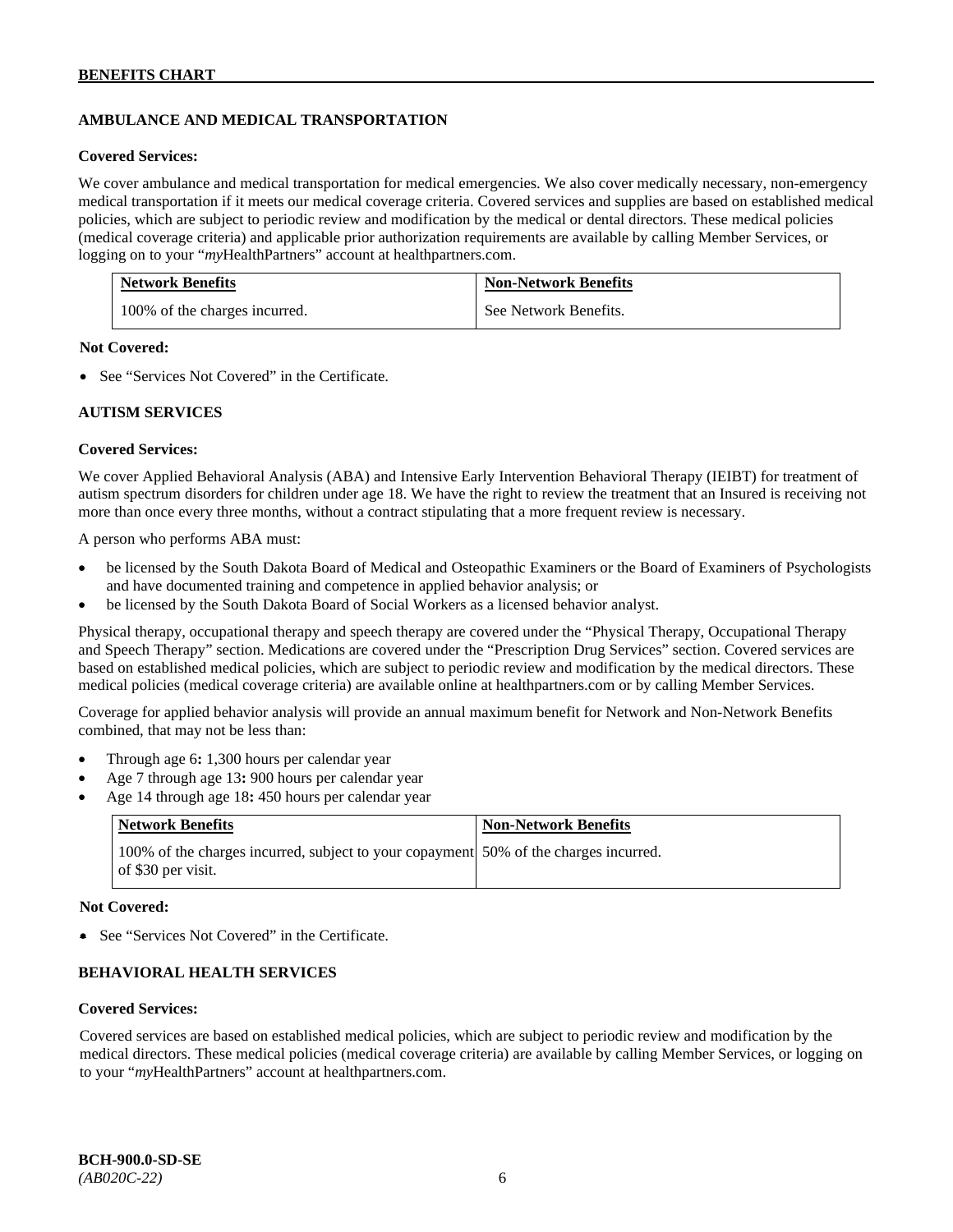## AMBULANCE AND MEDICAL TRANSPORTATION

**Covered Services:**

We cover ambulance and medical transportation for medical emergencies. We also cover medically necessary, non-emergency medical transportation if it meets our medical coverage criteria. Covered services and supplies are based on established medical policies, which are subject to periodic review and modification by the medical or dental directors. These medical policies (medical coverage criteria) and applicable prior authorization requirements are available by calling Member Services, or logging on to your "*my*HealthPartners" account at healthpartners.com.

| Network Benefits | Non-Network Benefits |
|---|---|
| 100% of the charges incurred. | See Network Benefits. |

**Not Covered:**

- See "Services Not Covered" in the Certificate.

## AUTISM SERVICES

**Covered Services:**

We cover Applied Behavioral Analysis (ABA) and Intensive Early Intervention Behavioral Therapy (IEIBT) for treatment of autism spectrum disorders for children under age 18. We have the right to review the treatment that an Insured is receiving not more than once every three months, without a contract stipulating that a more frequent review is necessary.

A person who performs ABA must:

- be licensed by the South Dakota Board of Medical and Osteopathic Examiners or the Board of Examiners of Psychologists and have documented training and competence in applied behavior analysis; or
- be licensed by the South Dakota Board of Social Workers as a licensed behavior analyst.

Physical therapy, occupational therapy and speech therapy are covered under the "Physical Therapy, Occupational Therapy and Speech Therapy" section. Medications are covered under the "Prescription Drug Services" section. Covered services are based on established medical policies, which are subject to periodic review and modification by the medical directors. These medical policies (medical coverage criteria) are available online at healthpartners.com or by calling Member Services.

Coverage for applied behavior analysis will provide an annual maximum benefit for Network and Non-Network Benefits combined, that may not be less than:

- Through age 6**:** 1,300 hours per calendar year
- Age 7 through age 13**:** 900 hours per calendar year
- Age 14 through age 18**:** 450 hours per calendar year

| Network Benefits | Non-Network Benefits |
|---|---|
| 100% of the charges incurred, subject to your copayment of $30 per visit. | 50% of the charges incurred. |

**Not Covered:**

- See "Services Not Covered" in the Certificate.

## BEHAVIORAL HEALTH SERVICES

**Covered Services:**

Covered services are based on established medical policies, which are subject to periodic review and modification by the medical directors. These medical policies (medical coverage criteria) are available by calling Member Services, or logging on to your "*my*HealthPartners" account at healthpartners.com.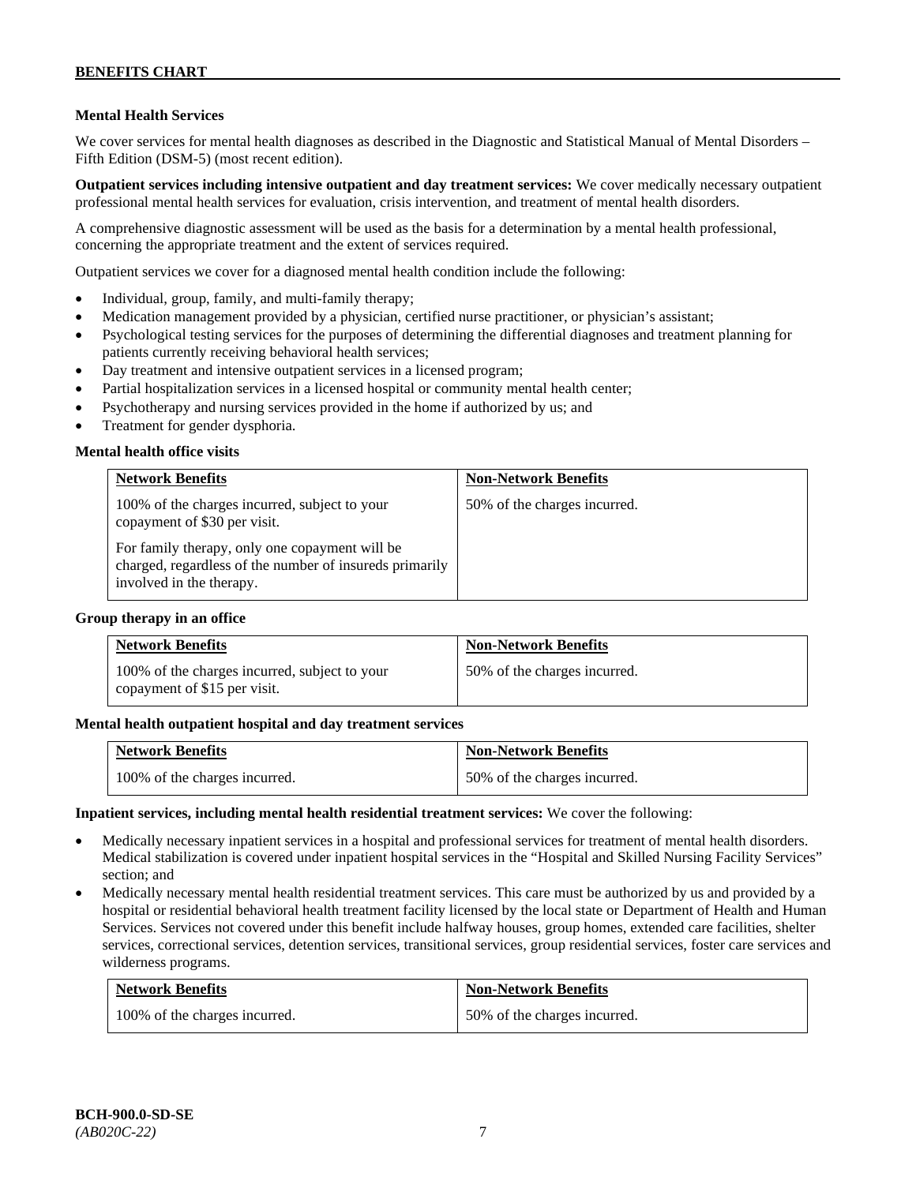## Mental Health Services

We cover services for mental health diagnoses as described in the Diagnostic and Statistical Manual of Mental Disorders – Fifth Edition (DSM-5) (most recent edition).

**Outpatient services including intensive outpatient and day treatment services:** We cover medically necessary outpatient professional mental health services for evaluation, crisis intervention, and treatment of mental health disorders.

A comprehensive diagnostic assessment will be used as the basis for a determination by a mental health professional, concerning the appropriate treatment and the extent of services required.

Outpatient services we cover for a diagnosed mental health condition include the following:

- Individual, group, family, and multi-family therapy;
- Medication management provided by a physician, certified nurse practitioner, or physician's assistant;
- Psychological testing services for the purposes of determining the differential diagnoses and treatment planning for patients currently receiving behavioral health services;
- Day treatment and intensive outpatient services in a licensed program;
- Partial hospitalization services in a licensed hospital or community mental health center;
- Psychotherapy and nursing services provided in the home if authorized by us; and
- Treatment for gender dysphoria.

### Mental health office visits

| Network Benefits | Non-Network Benefits |
|---|---|
| 100% of the charges incurred, subject to your copayment of $30 per visit.<br><br>For family therapy, only one copayment will be charged, regardless of the number of insureds primarily involved in the therapy. | 50% of the charges incurred. |

### Group therapy in an office

| Network Benefits | Non-Network Benefits |
|---|---|
| 100% of the charges incurred, subject to your copayment of $15 per visit. | 50% of the charges incurred. |

### Mental health outpatient hospital and day treatment services

| Network Benefits | Non-Network Benefits |
|---|---|
| 100% of the charges incurred. | 50% of the charges incurred. |

**Inpatient services, including mental health residential treatment services:** We cover the following:

- Medically necessary inpatient services in a hospital and professional services for treatment of mental health disorders. Medical stabilization is covered under inpatient hospital services in the "Hospital and Skilled Nursing Facility Services" section; and
- Medically necessary mental health residential treatment services. This care must be authorized by us and provided by a hospital or residential behavioral health treatment facility licensed by the local state or Department of Health and Human Services. Services not covered under this benefit include halfway houses, group homes, extended care facilities, shelter services, correctional services, detention services, transitional services, group residential services, foster care services and wilderness programs.

| Network Benefits | Non-Network Benefits |
|---|---|
| 100% of the charges incurred. | 50% of the charges incurred. |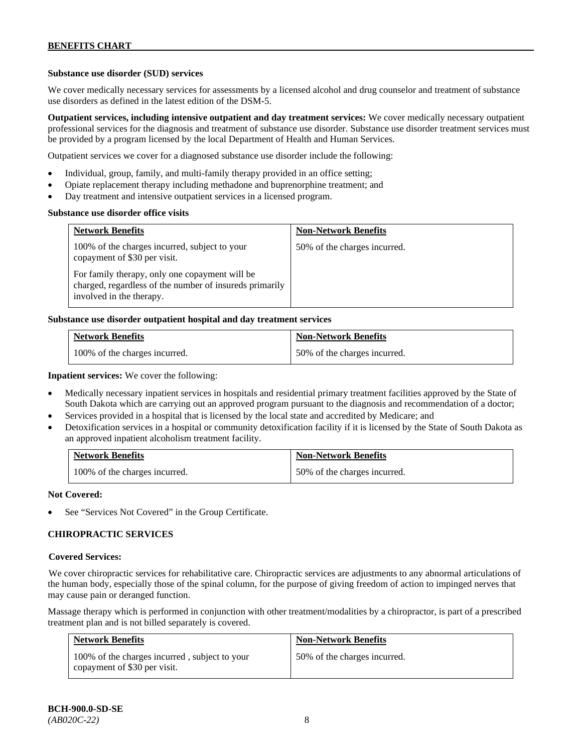**Substance use disorder (SUD) services**

We cover medically necessary services for assessments by a licensed alcohol and drug counselor and treatment of substance use disorders as defined in the latest edition of the DSM-5.

**Outpatient services, including intensive outpatient and day treatment services:** We cover medically necessary outpatient professional services for the diagnosis and treatment of substance use disorder. Substance use disorder treatment services must be provided by a program licensed by the local Department of Health and Human Services.

Outpatient services we cover for a diagnosed substance use disorder include the following:

- Individual, group, family, and multi-family therapy provided in an office setting;
- Opiate replacement therapy including methadone and buprenorphine treatment; and
- Day treatment and intensive outpatient services in a licensed program.

**Substance use disorder office visits**

| Network Benefits | Non-Network Benefits |
| --- | --- |
| 100% of the charges incurred, subject to your copayment of $30 per visit. For family therapy, only one copayment will be charged, regardless of the number of insureds primarily involved in the therapy. | 50% of the charges incurred. |

**Substance use disorder outpatient hospital and day treatment services**

| Network Benefits | Non-Network Benefits |
| --- | --- |
| 100% of the charges incurred. | 50% of the charges incurred. |

**Inpatient services:** We cover the following:

- Medically necessary inpatient services in hospitals and residential primary treatment facilities approved by the State of South Dakota which are carrying out an approved program pursuant to the diagnosis and recommendation of a doctor;
- Services provided in a hospital that is licensed by the local state and accredited by Medicare; and
- Detoxification services in a hospital or community detoxification facility if it is licensed by the State of South Dakota as an approved inpatient alcoholism treatment facility.

| Network Benefits | Non-Network Benefits |
| --- | --- |
| 100% of the charges incurred. | 50% of the charges incurred. |

**Not Covered:**

- See "Services Not Covered" in the Group Certificate.

**CHIROPRACTIC SERVICES**

**Covered Services:**

We cover chiropractic services for rehabilitative care. Chiropractic services are adjustments to any abnormal articulations of the human body, especially those of the spinal column, for the purpose of giving freedom of action to impinged nerves that may cause pain or deranged function.

Massage therapy which is performed in conjunction with other treatment/modalities by a chiropractor, is part of a prescribed treatment plan and is not billed separately is covered.

| Network Benefits | Non-Network Benefits |
| --- | --- |
| 100% of the charges incurred , subject to your copayment of $30 per visit. | 50% of the charges incurred. |

**BCH-900.0-SD-SE**
*(AB020C-22)*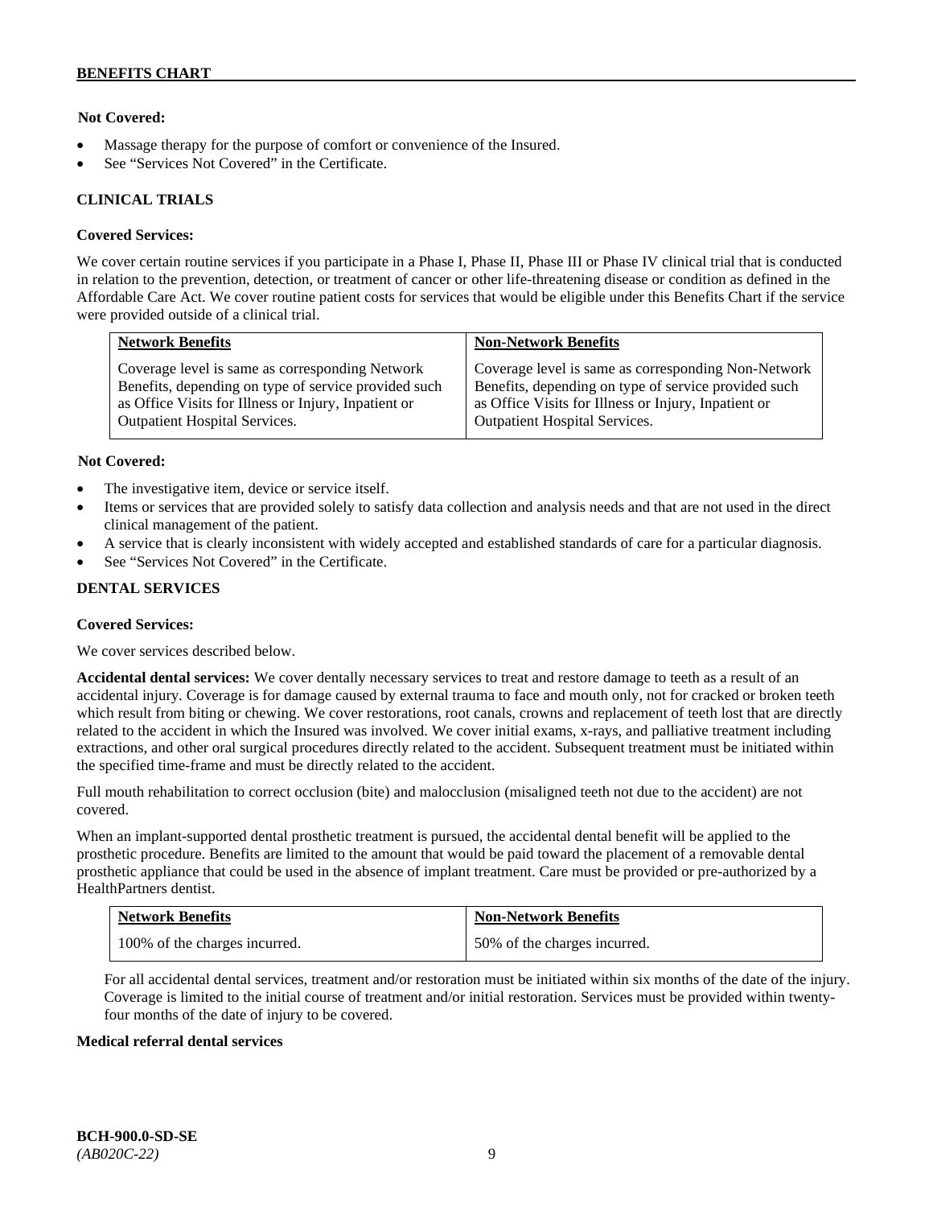**Not Covered:**

- Massage therapy for the purpose of comfort or convenience of the Insured.
- See "Services Not Covered" in the Certificate.

**CLINICAL TRIALS**

**Covered Services:**

We cover certain routine services if you participate in a Phase I, Phase II, Phase III or Phase IV clinical trial that is conducted in relation to the prevention, detection, or treatment of cancer or other life-threatening disease or condition as defined in the Affordable Care Act. We cover routine patient costs for services that would be eligible under this Benefits Chart if the service were provided outside of a clinical trial.

| Network Benefits | Non-Network Benefits |
| --- | --- |
| Coverage level is same as corresponding Network Benefits, depending on type of service provided such as Office Visits for Illness or Injury, Inpatient or Outpatient Hospital Services. | Coverage level is same as corresponding Non-Network Benefits, depending on type of service provided such as Office Visits for Illness or Injury, Inpatient or Outpatient Hospital Services. |

**Not Covered:**

- The investigative item, device or service itself.
- Items or services that are provided solely to satisfy data collection and analysis needs and that are not used in the direct clinical management of the patient.
- A service that is clearly inconsistent with widely accepted and established standards of care for a particular diagnosis.
- See "Services Not Covered" in the Certificate.

**DENTAL SERVICES**

**Covered Services:**

We cover services described below.

**Accidental dental services:** We cover dentally necessary services to treat and restore damage to teeth as a result of an accidental injury. Coverage is for damage caused by external trauma to face and mouth only, not for cracked or broken teeth which result from biting or chewing. We cover restorations, root canals, crowns and replacement of teeth lost that are directly related to the accident in which the Insured was involved. We cover initial exams, x-rays, and palliative treatment including extractions, and other oral surgical procedures directly related to the accident. Subsequent treatment must be initiated within the specified time-frame and must be directly related to the accident.

Full mouth rehabilitation to correct occlusion (bite) and malocclusion (misaligned teeth not due to the accident) are not covered.

When an implant-supported dental prosthetic treatment is pursued, the accidental dental benefit will be applied to the prosthetic procedure. Benefits are limited to the amount that would be paid toward the placement of a removable dental prosthetic appliance that could be used in the absence of implant treatment. Care must be provided or pre-authorized by a HealthPartners dentist.

| Network Benefits | Non-Network Benefits |
| --- | --- |
| 100% of the charges incurred. | 50% of the charges incurred. |

For all accidental dental services, treatment and/or restoration must be initiated within six months of the date of the injury. Coverage is limited to the initial course of treatment and/or initial restoration. Services must be provided within twenty-four months of the date of injury to be covered.

**Medical referral dental services**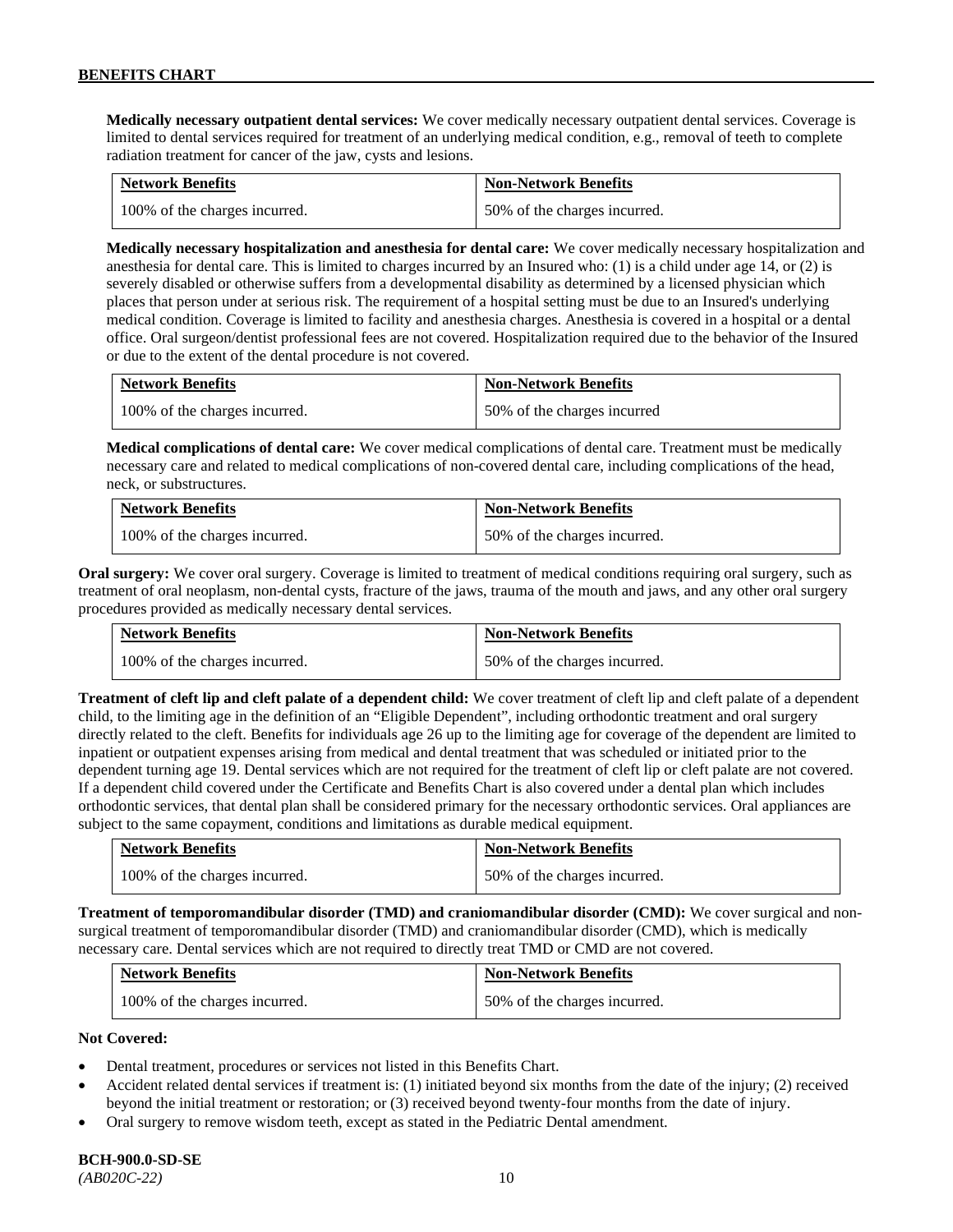**Medically necessary outpatient dental services:** We cover medically necessary outpatient dental services. Coverage is limited to dental services required for treatment of an underlying medical condition, e.g., removal of teeth to complete radiation treatment for cancer of the jaw, cysts and lesions.

| Network Benefits | Non-Network Benefits |
| --- | --- |
| 100% of the charges incurred. | 50% of the charges incurred. |

**Medically necessary hospitalization and anesthesia for dental care:** We cover medically necessary hospitalization and anesthesia for dental care. This is limited to charges incurred by an Insured who: (1) is a child under age 14, or (2) is severely disabled or otherwise suffers from a developmental disability as determined by a licensed physician which places that person under at serious risk. The requirement of a hospital setting must be due to an Insured's underlying medical condition. Coverage is limited to facility and anesthesia charges. Anesthesia is covered in a hospital or a dental office. Oral surgeon/dentist professional fees are not covered. Hospitalization required due to the behavior of the Insured or due to the extent of the dental procedure is not covered.

| Network Benefits | Non-Network Benefits |
| --- | --- |
| 100% of the charges incurred. | 50% of the charges incurred |

**Medical complications of dental care:** We cover medical complications of dental care. Treatment must be medically necessary care and related to medical complications of non-covered dental care, including complications of the head, neck, or substructures.

| Network Benefits | Non-Network Benefits |
| --- | --- |
| 100% of the charges incurred. | 50% of the charges incurred. |

**Oral surgery:** We cover oral surgery. Coverage is limited to treatment of medical conditions requiring oral surgery, such as treatment of oral neoplasm, non-dental cysts, fracture of the jaws, trauma of the mouth and jaws, and any other oral surgery procedures provided as medically necessary dental services.

| Network Benefits | Non-Network Benefits |
| --- | --- |
| 100% of the charges incurred. | 50% of the charges incurred. |

**Treatment of cleft lip and cleft palate of a dependent child:** We cover treatment of cleft lip and cleft palate of a dependent child, to the limiting age in the definition of an "Eligible Dependent", including orthodontic treatment and oral surgery directly related to the cleft. Benefits for individuals age 26 up to the limiting age for coverage of the dependent are limited to inpatient or outpatient expenses arising from medical and dental treatment that was scheduled or initiated prior to the dependent turning age 19. Dental services which are not required for the treatment of cleft lip or cleft palate are not covered. If a dependent child covered under the Certificate and Benefits Chart is also covered under a dental plan which includes orthodontic services, that dental plan shall be considered primary for the necessary orthodontic services. Oral appliances are subject to the same copayment, conditions and limitations as durable medical equipment.

| Network Benefits | Non-Network Benefits |
| --- | --- |
| 100% of the charges incurred. | 50% of the charges incurred. |

**Treatment of temporomandibular disorder (TMD) and craniomandibular disorder (CMD):** We cover surgical and non-surgical treatment of temporomandibular disorder (TMD) and craniomandibular disorder (CMD), which is medically necessary care. Dental services which are not required to directly treat TMD or CMD are not covered.

| Network Benefits | Non-Network Benefits |
| --- | --- |
| 100% of the charges incurred. | 50% of the charges incurred. |

**Not Covered:**

- Dental treatment, procedures or services not listed in this Benefits Chart.
- Accident related dental services if treatment is: (1) initiated beyond six months from the date of the injury; (2) received beyond the initial treatment or restoration; or (3) received beyond twenty-four months from the date of injury.
- Oral surgery to remove wisdom teeth, except as stated in the Pediatric Dental amendment.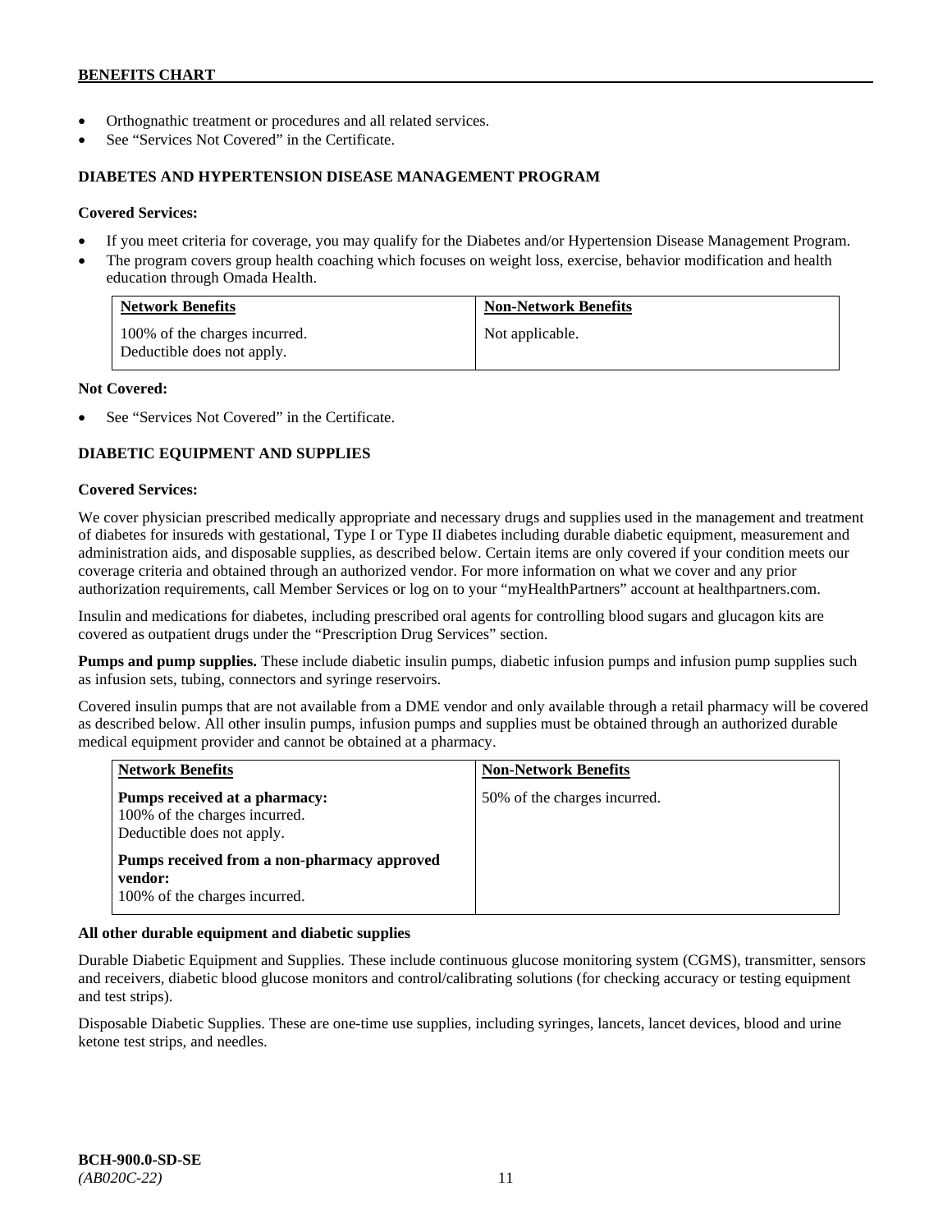- Orthognathic treatment or procedures and all related services.
- See “Services Not Covered” in the Certificate.

### DIABETES AND HYPERTENSION DISEASE MANAGEMENT PROGRAM

**Covered Services:**

- If you meet criteria for coverage, you may qualify for the Diabetes and/or Hypertension Disease Management Program.
- The program covers group health coaching which focuses on weight loss, exercise, behavior modification and health education through Omada Health.

| Network Benefits | Non-Network Benefits |
| --- | --- |
| 100% of the charges incurred. Deductible does not apply. | Not applicable. |

**Not Covered:**

- See “Services Not Covered” in the Certificate.

### DIABETIC EQUIPMENT AND SUPPLIES

**Covered Services:**

We cover physician prescribed medically appropriate and necessary drugs and supplies used in the management and treatment of diabetes for insureds with gestational, Type I or Type II diabetes including durable diabetic equipment, measurement and administration aids, and disposable supplies, as described below. Certain items are only covered if your condition meets our coverage criteria and obtained through an authorized vendor. For more information on what we cover and any prior authorization requirements, call Member Services or log on to your “myHealthPartners” account at healthpartners.com.

Insulin and medications for diabetes, including prescribed oral agents for controlling blood sugars and glucagon kits are covered as outpatient drugs under the “Prescription Drug Services” section.

**Pumps and pump supplies.** These include diabetic insulin pumps, diabetic infusion pumps and infusion pump supplies such as infusion sets, tubing, connectors and syringe reservoirs.

Covered insulin pumps that are not available from a DME vendor and only available through a retail pharmacy will be covered as described below. All other insulin pumps, infusion pumps and supplies must be obtained through an authorized durable medical equipment provider and cannot be obtained at a pharmacy.

| Network Benefits | Non-Network Benefits |
| --- | --- |
| **Pumps received at a pharmacy:** 100% of the charges incurred. Deductible does not apply.<br><br>**Pumps received from a non-pharmacy approved vendor:** 100% of the charges incurred. | 50% of the charges incurred. |

**All other durable equipment and diabetic supplies**

Durable Diabetic Equipment and Supplies. These include continuous glucose monitoring system (CGMS), transmitter, sensors and receivers, diabetic blood glucose monitors and control/calibrating solutions (for checking accuracy or testing equipment and test strips).

Disposable Diabetic Supplies. These are one-time use supplies, including syringes, lancets, lancet devices, blood and urine ketone test strips, and needles.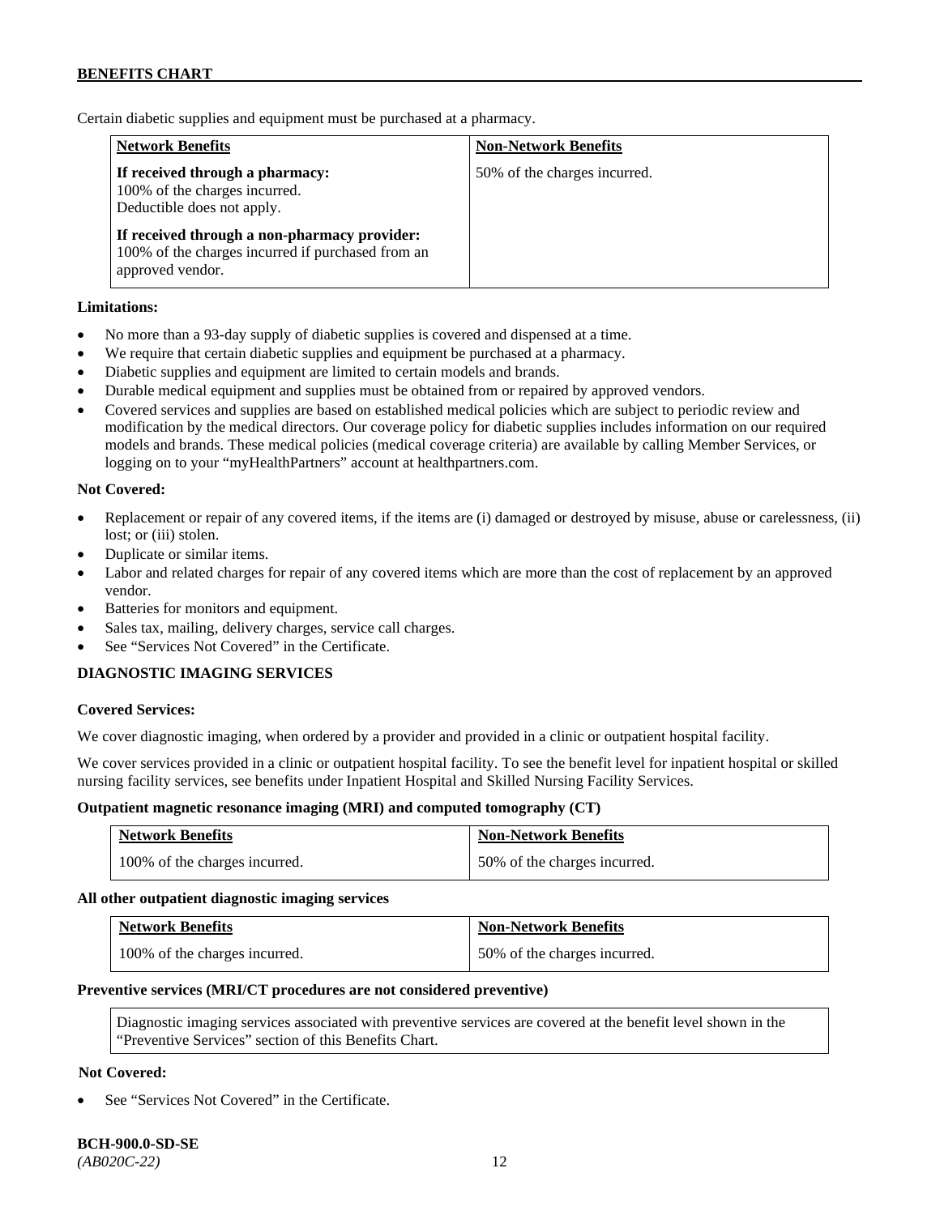Certain diabetic supplies and equipment must be purchased at a pharmacy.

| Network Benefits | Non-Network Benefits |
| --- | --- |
| **If received through a pharmacy:** 100% of the charges incurred. Deductible does not apply.<br><br>**If received through a non-pharmacy provider:** 100% of the charges incurred if purchased from an approved vendor. | 50% of the charges incurred. |

**Limitations:**

- No more than a 93-day supply of diabetic supplies is covered and dispensed at a time.
- We require that certain diabetic supplies and equipment be purchased at a pharmacy.
- Diabetic supplies and equipment are limited to certain models and brands.
- Durable medical equipment and supplies must be obtained from or repaired by approved vendors.
- Covered services and supplies are based on established medical policies which are subject to periodic review and modification by the medical directors. Our coverage policy for diabetic supplies includes information on our required models and brands. These medical policies (medical coverage criteria) are available by calling Member Services, or logging on to your "myHealthPartners" account at healthpartners.com.

**Not Covered:**

- Replacement or repair of any covered items, if the items are (i) damaged or destroyed by misuse, abuse or carelessness, (ii) lost; or (iii) stolen.
- Duplicate or similar items.
- Labor and related charges for repair of any covered items which are more than the cost of replacement by an approved vendor.
- Batteries for monitors and equipment.
- Sales tax, mailing, delivery charges, service call charges.
- See "Services Not Covered" in the Certificate.

## DIAGNOSTIC IMAGING SERVICES

**Covered Services:**

We cover diagnostic imaging, when ordered by a provider and provided in a clinic or outpatient hospital facility.

We cover services provided in a clinic or outpatient hospital facility. To see the benefit level for inpatient hospital or skilled nursing facility services, see benefits under Inpatient Hospital and Skilled Nursing Facility Services.

**Outpatient magnetic resonance imaging (MRI) and computed tomography (CT)**

| Network Benefits | Non-Network Benefits |
| --- | --- |
| 100% of the charges incurred. | 50% of the charges incurred. |

**All other outpatient diagnostic imaging services**

| Network Benefits | Non-Network Benefits |
| --- | --- |
| 100% of the charges incurred. | 50% of the charges incurred. |

**Preventive services (MRI/CT procedures are not considered preventive)**

Diagnostic imaging services associated with preventive services are covered at the benefit level shown in the "Preventive Services" section of this Benefits Chart.

**Not Covered:**

- See "Services Not Covered" in the Certificate.

**BCH-900.0-SD-SE**
*(AB020C-22)*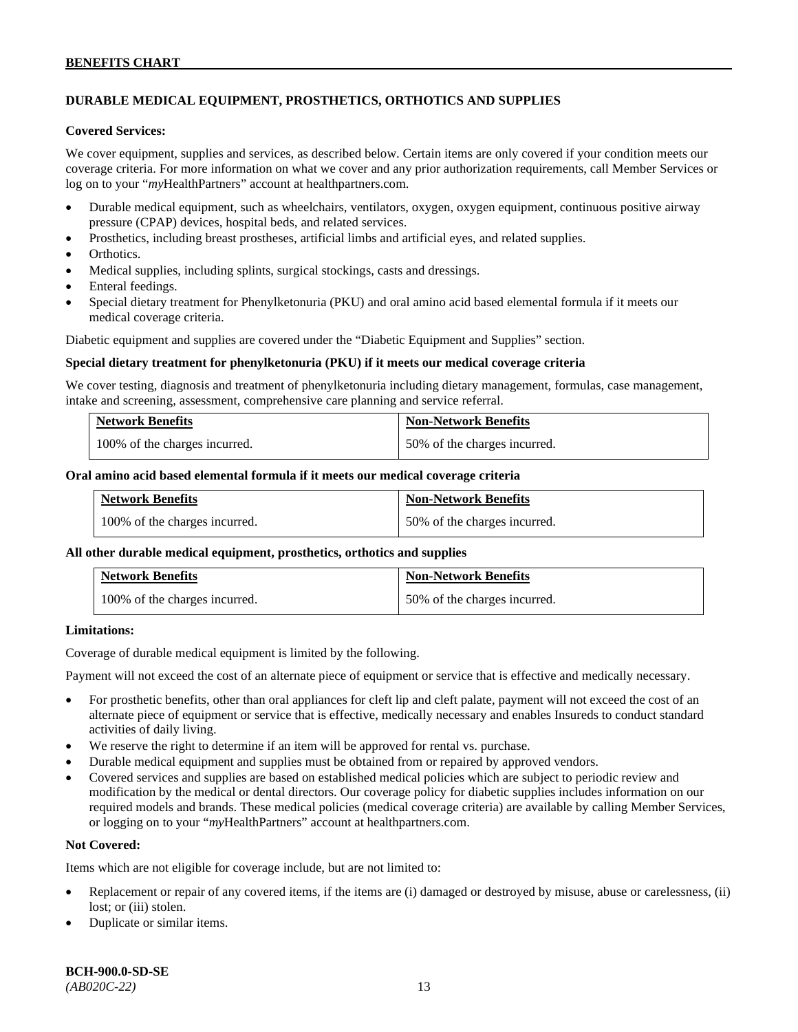## DURABLE MEDICAL EQUIPMENT, PROSTHETICS, ORTHOTICS AND SUPPLIES

**Covered Services:**

We cover equipment, supplies and services, as described below. Certain items are only covered if your condition meets our coverage criteria. For more information on what we cover and any prior authorization requirements, call Member Services or log on to your "*my*HealthPartners" account at healthpartners.com.

- Durable medical equipment, such as wheelchairs, ventilators, oxygen, oxygen equipment, continuous positive airway pressure (CPAP) devices, hospital beds, and related services.
- Prosthetics, including breast prostheses, artificial limbs and artificial eyes, and related supplies.
- Orthotics.
- Medical supplies, including splints, surgical stockings, casts and dressings.
- Enteral feedings.
- Special dietary treatment for Phenylketonuria (PKU) and oral amino acid based elemental formula if it meets our medical coverage criteria.

Diabetic equipment and supplies are covered under the "Diabetic Equipment and Supplies" section.

**Special dietary treatment for phenylketonuria (PKU) if it meets our medical coverage criteria**

We cover testing, diagnosis and treatment of phenylketonuria including dietary management, formulas, case management, intake and screening, assessment, comprehensive care planning and service referral.

| Network Benefits | Non-Network Benefits |
|---|---|
| 100% of the charges incurred. | 50% of the charges incurred. |

**Oral amino acid based elemental formula if it meets our medical coverage criteria**

| Network Benefits | Non-Network Benefits |
|---|---|
| 100% of the charges incurred. | 50% of the charges incurred. |

**All other durable medical equipment, prosthetics, orthotics and supplies**

| Network Benefits | Non-Network Benefits |
|---|---|
| 100% of the charges incurred. | 50% of the charges incurred. |

**Limitations:**

Coverage of durable medical equipment is limited by the following.

Payment will not exceed the cost of an alternate piece of equipment or service that is effective and medically necessary.

- For prosthetic benefits, other than oral appliances for cleft lip and cleft palate, payment will not exceed the cost of an alternate piece of equipment or service that is effective, medically necessary and enables Insureds to conduct standard activities of daily living.
- We reserve the right to determine if an item will be approved for rental vs. purchase.
- Durable medical equipment and supplies must be obtained from or repaired by approved vendors.
- Covered services and supplies are based on established medical policies which are subject to periodic review and modification by the medical or dental directors. Our coverage policy for diabetic supplies includes information on our required models and brands. These medical policies (medical coverage criteria) are available by calling Member Services, or logging on to your "*my*HealthPartners" account at healthpartners.com.

**Not Covered:**

Items which are not eligible for coverage include, but are not limited to:

- Replacement or repair of any covered items, if the items are (i) damaged or destroyed by misuse, abuse or carelessness, (ii) lost; or (iii) stolen.
- Duplicate or similar items.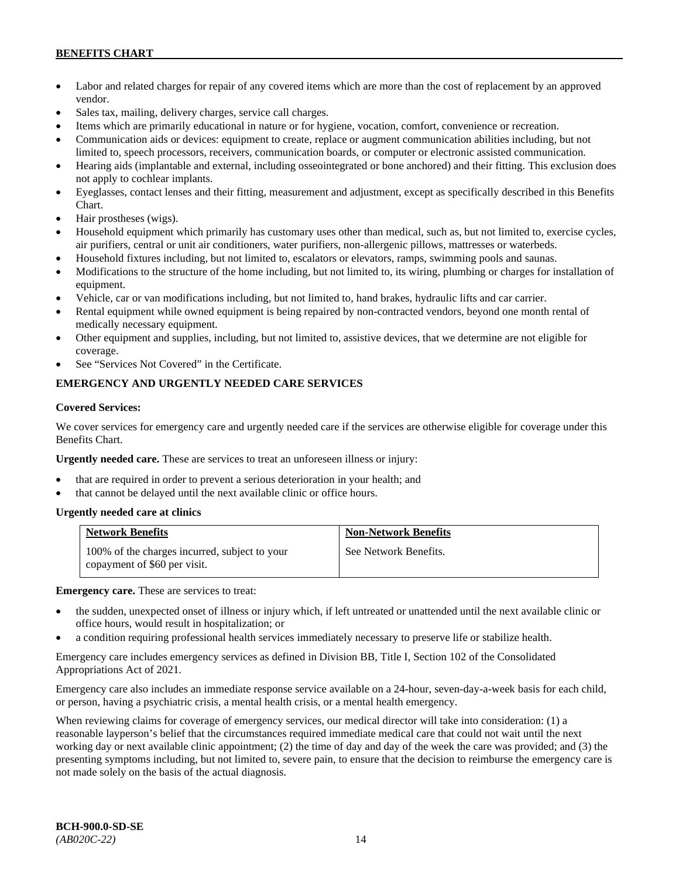- Labor and related charges for repair of any covered items which are more than the cost of replacement by an approved vendor.
- Sales tax, mailing, delivery charges, service call charges.
- Items which are primarily educational in nature or for hygiene, vocation, comfort, convenience or recreation.
- Communication aids or devices: equipment to create, replace or augment communication abilities including, but not limited to, speech processors, receivers, communication boards, or computer or electronic assisted communication.
- Hearing aids (implantable and external, including osseointegrated or bone anchored) and their fitting. This exclusion does not apply to cochlear implants.
- Eyeglasses, contact lenses and their fitting, measurement and adjustment, except as specifically described in this Benefits Chart.
- Hair prostheses (wigs).
- Household equipment which primarily has customary uses other than medical, such as, but not limited to, exercise cycles, air purifiers, central or unit air conditioners, water purifiers, non-allergenic pillows, mattresses or waterbeds.
- Household fixtures including, but not limited to, escalators or elevators, ramps, swimming pools and saunas.
- Modifications to the structure of the home including, but not limited to, its wiring, plumbing or charges for installation of equipment.
- Vehicle, car or van modifications including, but not limited to, hand brakes, hydraulic lifts and car carrier.
- Rental equipment while owned equipment is being repaired by non-contracted vendors, beyond one month rental of medically necessary equipment.
- Other equipment and supplies, including, but not limited to, assistive devices, that we determine are not eligible for coverage.
- See "Services Not Covered" in the Certificate.

## EMERGENCY AND URGENTLY NEEDED CARE SERVICES

**Covered Services:**

We cover services for emergency care and urgently needed care if the services are otherwise eligible for coverage under this Benefits Chart.

**Urgently needed care.** These are services to treat an unforeseen illness or injury:

- that are required in order to prevent a serious deterioration in your health; and
- that cannot be delayed until the next available clinic or office hours.

**Urgently needed care at clinics**

| Network Benefits | Non-Network Benefits |
| --- | --- |
| 100% of the charges incurred, subject to your copayment of $60 per visit. | See Network Benefits. |

**Emergency care.** These are services to treat:

- the sudden, unexpected onset of illness or injury which, if left untreated or unattended until the next available clinic or office hours, would result in hospitalization; or
- a condition requiring professional health services immediately necessary to preserve life or stabilize health.

Emergency care includes emergency services as defined in Division BB, Title I, Section 102 of the Consolidated Appropriations Act of 2021.

Emergency care also includes an immediate response service available on a 24-hour, seven-day-a-week basis for each child, or person, having a psychiatric crisis, a mental health crisis, or a mental health emergency.

When reviewing claims for coverage of emergency services, our medical director will take into consideration: (1) a reasonable layperson's belief that the circumstances required immediate medical care that could not wait until the next working day or next available clinic appointment; (2) the time of day and day of the week the care was provided; and (3) the presenting symptoms including, but not limited to, severe pain, to ensure that the decision to reimburse the emergency care is not made solely on the basis of the actual diagnosis.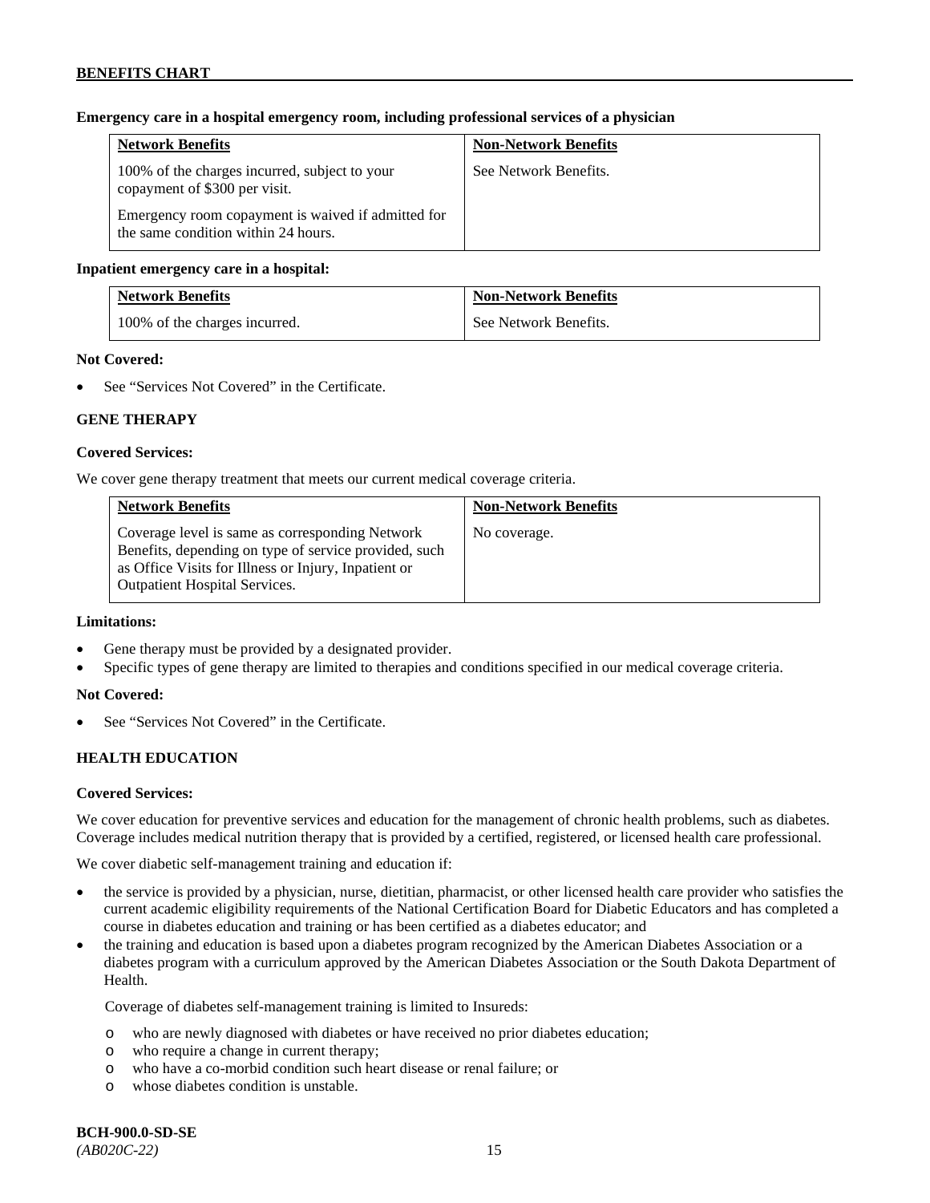**Emergency care in a hospital emergency room, including professional services of a physician**

| Network Benefits | Non-Network Benefits |
|---|---|
| 100% of the charges incurred, subject to your copayment of $300 per visit.<br><br>Emergency room copayment is waived if admitted for the same condition within 24 hours. | See Network Benefits. |

**Inpatient emergency care in a hospital:**

| Network Benefits | Non-Network Benefits |
|---|---|
| 100% of the charges incurred. | See Network Benefits. |

**Not Covered:**

- See "Services Not Covered" in the Certificate.

### GENE THERAPY

**Covered Services:**

We cover gene therapy treatment that meets our current medical coverage criteria.

| Network Benefits | Non-Network Benefits |
|---|---|
| Coverage level is same as corresponding Network Benefits, depending on type of service provided, such as Office Visits for Illness or Injury, Inpatient or Outpatient Hospital Services. | No coverage. |

**Limitations:**

- Gene therapy must be provided by a designated provider.
- Specific types of gene therapy are limited to therapies and conditions specified in our medical coverage criteria.

**Not Covered:**

- See "Services Not Covered" in the Certificate.

### HEALTH EDUCATION

**Covered Services:**

We cover education for preventive services and education for the management of chronic health problems, such as diabetes. Coverage includes medical nutrition therapy that is provided by a certified, registered, or licensed health care professional.

We cover diabetic self-management training and education if:

- the service is provided by a physician, nurse, dietitian, pharmacist, or other licensed health care provider who satisfies the current academic eligibility requirements of the National Certification Board for Diabetic Educators and has completed a course in diabetes education and training or has been certified as a diabetes educator; and
- the training and education is based upon a diabetes program recognized by the American Diabetes Association or a diabetes program with a curriculum approved by the American Diabetes Association or the South Dakota Department of Health.

  Coverage of diabetes self-management training is limited to Insureds:

  - who are newly diagnosed with diabetes or have received no prior diabetes education;
  - who require a change in current therapy;
  - who have a co-morbid condition such heart disease or renal failure; or
  - whose diabetes condition is unstable.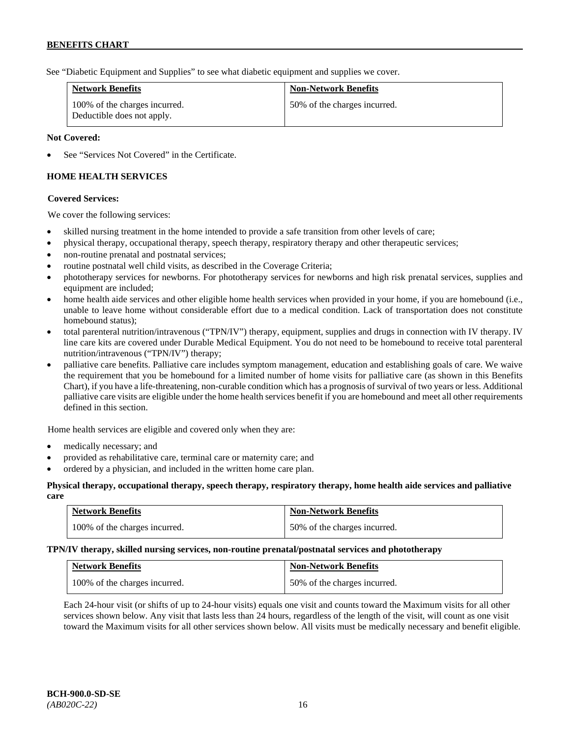See "Diabetic Equipment and Supplies" to see what diabetic equipment and supplies we cover.

| Network Benefits | Non-Network Benefits |
|---|---|
| 100% of the charges incurred. Deductible does not apply. | 50% of the charges incurred. |

**Not Covered:**

- See "Services Not Covered" in the Certificate.

### HOME HEALTH SERVICES

**Covered Services:**

We cover the following services:

- skilled nursing treatment in the home intended to provide a safe transition from other levels of care;
- physical therapy, occupational therapy, speech therapy, respiratory therapy and other therapeutic services;
- non-routine prenatal and postnatal services;
- routine postnatal well child visits, as described in the Coverage Criteria;
- phototherapy services for newborns. For phototherapy services for newborns and high risk prenatal services, supplies and equipment are included;
- home health aide services and other eligible home health services when provided in your home, if you are homebound (i.e., unable to leave home without considerable effort due to a medical condition. Lack of transportation does not constitute homebound status);
- total parenteral nutrition/intravenous ("TPN/IV") therapy, equipment, supplies and drugs in connection with IV therapy. IV line care kits are covered under Durable Medical Equipment. You do not need to be homebound to receive total parenteral nutrition/intravenous ("TPN/IV") therapy;
- palliative care benefits. Palliative care includes symptom management, education and establishing goals of care. We waive the requirement that you be homebound for a limited number of home visits for palliative care (as shown in this Benefits Chart), if you have a life-threatening, non-curable condition which has a prognosis of survival of two years or less. Additional palliative care visits are eligible under the home health services benefit if you are homebound and meet all other requirements defined in this section.

Home health services are eligible and covered only when they are:

- medically necessary; and
- provided as rehabilitative care, terminal care or maternity care; and
- ordered by a physician, and included in the written home care plan.

**Physical therapy, occupational therapy, speech therapy, respiratory therapy, home health aide services and palliative care**

| Network Benefits | Non-Network Benefits |
|---|---|
| 100% of the charges incurred. | 50% of the charges incurred. |

**TPN/IV therapy, skilled nursing services, non-routine prenatal/postnatal services and phototherapy**

| Network Benefits | Non-Network Benefits |
|---|---|
| 100% of the charges incurred. | 50% of the charges incurred. |

Each 24-hour visit (or shifts of up to 24-hour visits) equals one visit and counts toward the Maximum visits for all other services shown below. Any visit that lasts less than 24 hours, regardless of the length of the visit, will count as one visit toward the Maximum visits for all other services shown below. All visits must be medically necessary and benefit eligible.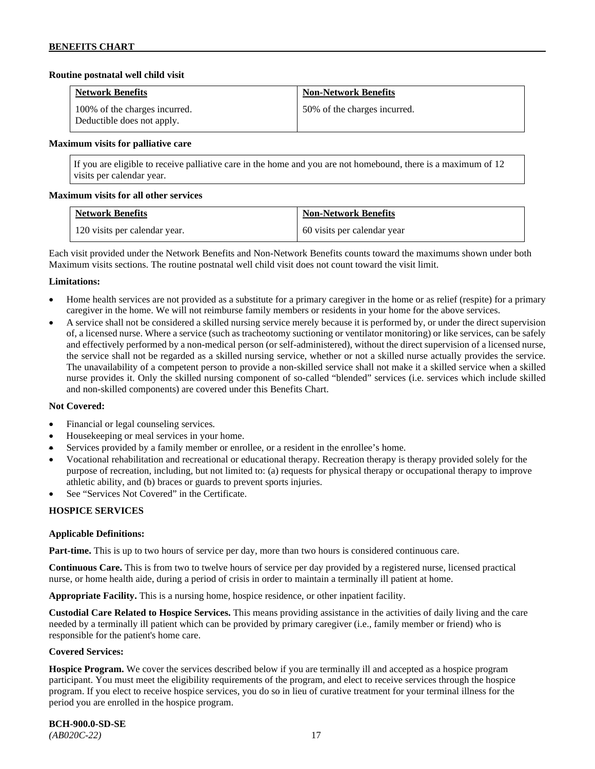**Routine postnatal well child visit**

| Network Benefits | Non-Network Benefits |
|---|---|
| 100% of the charges incurred. Deductible does not apply. | 50% of the charges incurred. |

**Maximum visits for palliative care**

If you are eligible to receive palliative care in the home and you are not homebound, there is a maximum of 12 visits per calendar year.

**Maximum visits for all other services**

| Network Benefits | Non-Network Benefits |
|---|---|
| 120 visits per calendar year. | 60 visits per calendar year |

Each visit provided under the Network Benefits and Non-Network Benefits counts toward the maximums shown under both Maximum visits sections. The routine postnatal well child visit does not count toward the visit limit.

**Limitations:**

- Home health services are not provided as a substitute for a primary caregiver in the home or as relief (respite) for a primary caregiver in the home. We will not reimburse family members or residents in your home for the above services.
- A service shall not be considered a skilled nursing service merely because it is performed by, or under the direct supervision of, a licensed nurse. Where a service (such as tracheotomy suctioning or ventilator monitoring) or like services, can be safely and effectively performed by a non-medical person (or self-administered), without the direct supervision of a licensed nurse, the service shall not be regarded as a skilled nursing service, whether or not a skilled nurse actually provides the service. The unavailability of a competent person to provide a non-skilled service shall not make it a skilled service when a skilled nurse provides it. Only the skilled nursing component of so-called "blended" services (i.e. services which include skilled and non-skilled components) are covered under this Benefits Chart.

**Not Covered:**

- Financial or legal counseling services.
- Housekeeping or meal services in your home.
- Services provided by a family member or enrollee, or a resident in the enrollee's home.
- Vocational rehabilitation and recreational or educational therapy. Recreation therapy is therapy provided solely for the purpose of recreation, including, but not limited to: (a) requests for physical therapy or occupational therapy to improve athletic ability, and (b) braces or guards to prevent sports injuries.
- See "Services Not Covered" in the Certificate.

## HOSPICE SERVICES

**Applicable Definitions:**

**Part-time.** This is up to two hours of service per day, more than two hours is considered continuous care.

**Continuous Care.** This is from two to twelve hours of service per day provided by a registered nurse, licensed practical nurse, or home health aide, during a period of crisis in order to maintain a terminally ill patient at home.

**Appropriate Facility.** This is a nursing home, hospice residence, or other inpatient facility.

**Custodial Care Related to Hospice Services.** This means providing assistance in the activities of daily living and the care needed by a terminally ill patient which can be provided by primary caregiver (i.e., family member or friend) who is responsible for the patient's home care.

**Covered Services:**

**Hospice Program.** We cover the services described below if you are terminally ill and accepted as a hospice program participant. You must meet the eligibility requirements of the program, and elect to receive services through the hospice program. If you elect to receive hospice services, you do so in lieu of curative treatment for your terminal illness for the period you are enrolled in the hospice program.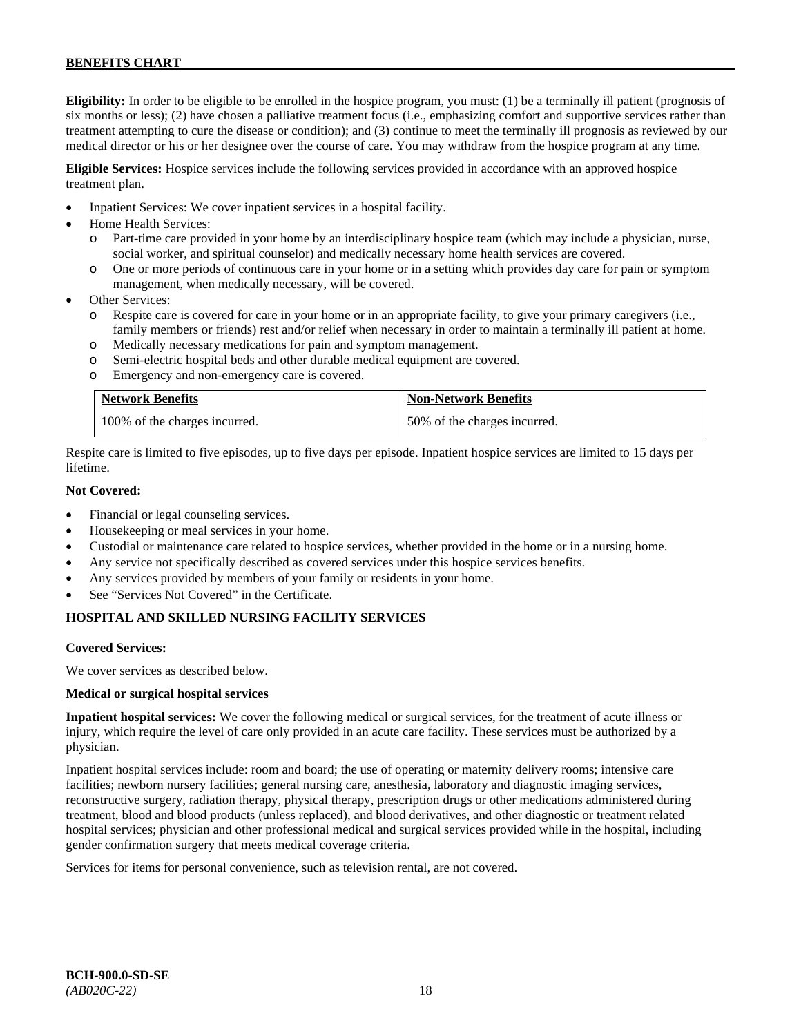**Eligibility:** In order to be eligible to be enrolled in the hospice program, you must: (1) be a terminally ill patient (prognosis of six months or less); (2) have chosen a palliative treatment focus (i.e., emphasizing comfort and supportive services rather than treatment attempting to cure the disease or condition); and (3) continue to meet the terminally ill prognosis as reviewed by our medical director or his or her designee over the course of care. You may withdraw from the hospice program at any time.

**Eligible Services:** Hospice services include the following services provided in accordance with an approved hospice treatment plan.

- Inpatient Services: We cover inpatient services in a hospital facility.
- Home Health Services:
  - Part-time care provided in your home by an interdisciplinary hospice team (which may include a physician, nurse, social worker, and spiritual counselor) and medically necessary home health services are covered.
  - One or more periods of continuous care in your home or in a setting which provides day care for pain or symptom management, when medically necessary, will be covered.
- Other Services:
  - Respite care is covered for care in your home or in an appropriate facility, to give your primary caregivers (i.e., family members or friends) rest and/or relief when necessary in order to maintain a terminally ill patient at home.
  - Medically necessary medications for pain and symptom management.
  - Semi-electric hospital beds and other durable medical equipment are covered.
  - Emergency and non-emergency care is covered.

| Network Benefits | Non-Network Benefits |
|---|---|
| 100% of the charges incurred. | 50% of the charges incurred. |

Respite care is limited to five episodes, up to five days per episode. Inpatient hospice services are limited to 15 days per lifetime.

**Not Covered:**

- Financial or legal counseling services.
- Housekeeping or meal services in your home.
- Custodial or maintenance care related to hospice services, whether provided in the home or in a nursing home.
- Any service not specifically described as covered services under this hospice services benefits.
- Any services provided by members of your family or residents in your home.
- See "Services Not Covered" in the Certificate.

## HOSPITAL AND SKILLED NURSING FACILITY SERVICES

**Covered Services:**

We cover services as described below.

**Medical or surgical hospital services**

**Inpatient hospital services:** We cover the following medical or surgical services, for the treatment of acute illness or injury, which require the level of care only provided in an acute care facility. These services must be authorized by a physician.

Inpatient hospital services include: room and board; the use of operating or maternity delivery rooms; intensive care facilities; newborn nursery facilities; general nursing care, anesthesia, laboratory and diagnostic imaging services, reconstructive surgery, radiation therapy, physical therapy, prescription drugs or other medications administered during treatment, blood and blood products (unless replaced), and blood derivatives, and other diagnostic or treatment related hospital services; physician and other professional medical and surgical services provided while in the hospital, including gender confirmation surgery that meets medical coverage criteria.

Services for items for personal convenience, such as television rental, are not covered.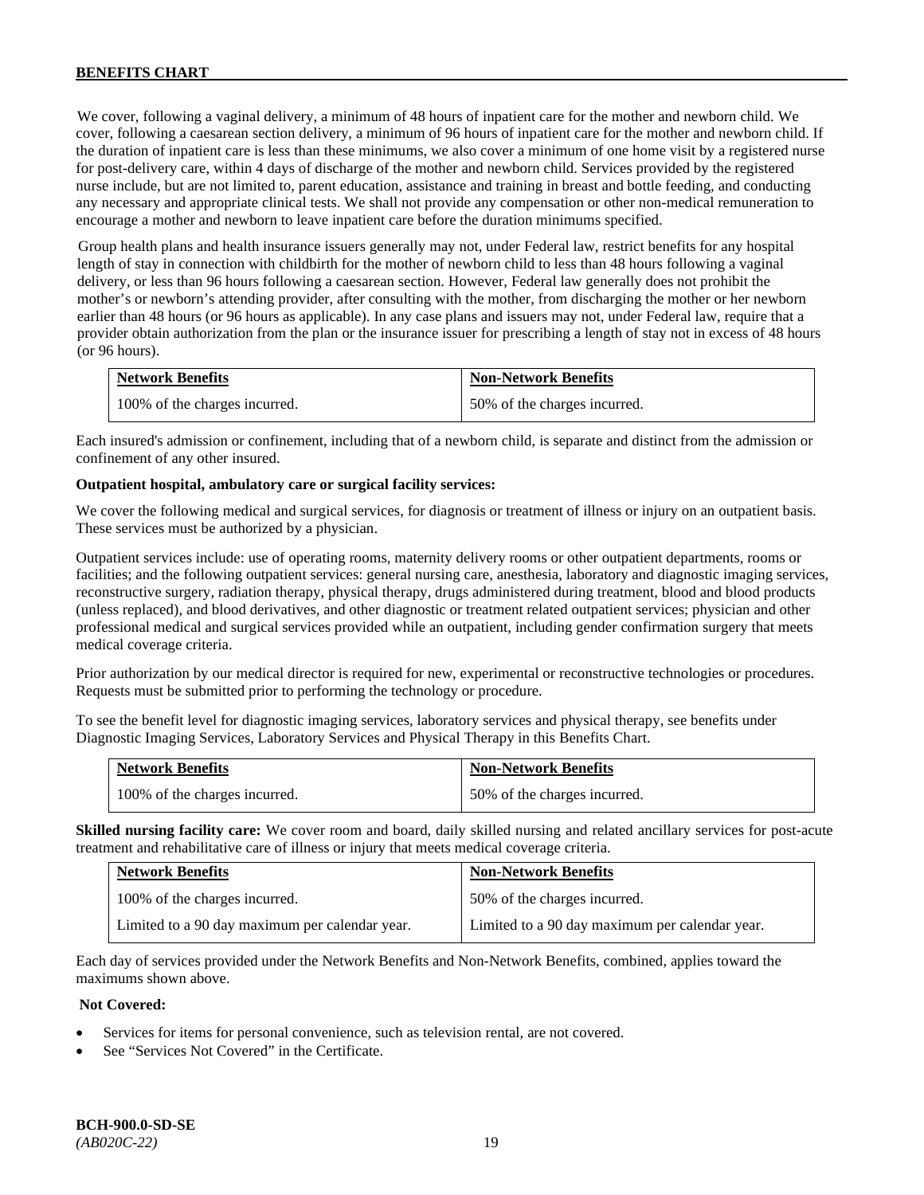We cover, following a vaginal delivery, a minimum of 48 hours of inpatient care for the mother and newborn child. We cover, following a caesarean section delivery, a minimum of 96 hours of inpatient care for the mother and newborn child. If the duration of inpatient care is less than these minimums, we also cover a minimum of one home visit by a registered nurse for post-delivery care, within 4 days of discharge of the mother and newborn child. Services provided by the registered nurse include, but are not limited to, parent education, assistance and training in breast and bottle feeding, and conducting any necessary and appropriate clinical tests. We shall not provide any compensation or other non-medical remuneration to encourage a mother and newborn to leave inpatient care before the duration minimums specified.

Group health plans and health insurance issuers generally may not, under Federal law, restrict benefits for any hospital length of stay in connection with childbirth for the mother of newborn child to less than 48 hours following a vaginal delivery, or less than 96 hours following a caesarean section. However, Federal law generally does not prohibit the mother's or newborn's attending provider, after consulting with the mother, from discharging the mother or her newborn earlier than 48 hours (or 96 hours as applicable). In any case plans and issuers may not, under Federal law, require that a provider obtain authorization from the plan or the insurance issuer for prescribing a length of stay not in excess of 48 hours (or 96 hours).

| Network Benefits | Non-Network Benefits |
|---|---|
| 100% of the charges incurred. | 50% of the charges incurred. |

Each insured's admission or confinement, including that of a newborn child, is separate and distinct from the admission or confinement of any other insured.

**Outpatient hospital, ambulatory care or surgical facility services:**

We cover the following medical and surgical services, for diagnosis or treatment of illness or injury on an outpatient basis. These services must be authorized by a physician.

Outpatient services include: use of operating rooms, maternity delivery rooms or other outpatient departments, rooms or facilities; and the following outpatient services: general nursing care, anesthesia, laboratory and diagnostic imaging services, reconstructive surgery, radiation therapy, physical therapy, drugs administered during treatment, blood and blood products (unless replaced), and blood derivatives, and other diagnostic or treatment related outpatient services; physician and other professional medical and surgical services provided while an outpatient, including gender confirmation surgery that meets medical coverage criteria.

Prior authorization by our medical director is required for new, experimental or reconstructive technologies or procedures. Requests must be submitted prior to performing the technology or procedure.

To see the benefit level for diagnostic imaging services, laboratory services and physical therapy, see benefits under Diagnostic Imaging Services, Laboratory Services and Physical Therapy in this Benefits Chart.

| Network Benefits | Non-Network Benefits |
|---|---|
| 100% of the charges incurred. | 50% of the charges incurred. |

**Skilled nursing facility care:** We cover room and board, daily skilled nursing and related ancillary services for post-acute treatment and rehabilitative care of illness or injury that meets medical coverage criteria.

| Network Benefits | Non-Network Benefits |
|---|---|
| 100% of the charges incurred. | 50% of the charges incurred. |
| Limited to a 90 day maximum per calendar year. | Limited to a 90 day maximum per calendar year. |

Each day of services provided under the Network Benefits and Non-Network Benefits, combined, applies toward the maximums shown above.

**Not Covered:**

- Services for items for personal convenience, such as television rental, are not covered.
- See "Services Not Covered" in the Certificate.

**BCH-900.0-SD-SE**
*(AB020C-22)*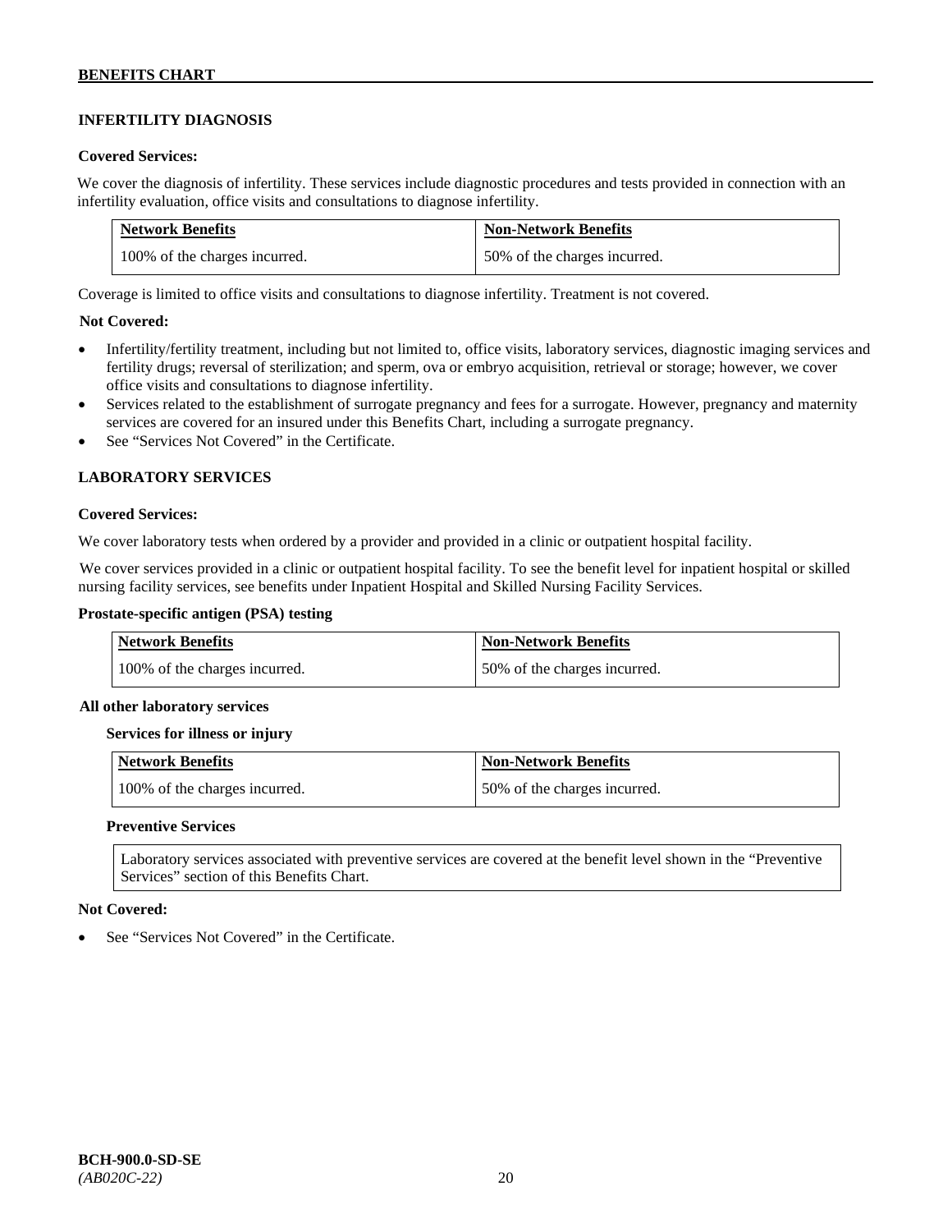## INFERTILITY DIAGNOSIS

**Covered Services:**

We cover the diagnosis of infertility. These services include diagnostic procedures and tests provided in connection with an infertility evaluation, office visits and consultations to diagnose infertility.

| Network Benefits | Non-Network Benefits |
|---|---|
| 100% of the charges incurred. | 50% of the charges incurred. |

Coverage is limited to office visits and consultations to diagnose infertility. Treatment is not covered.

**Not Covered:**

- Infertility/fertility treatment, including but not limited to, office visits, laboratory services, diagnostic imaging services and fertility drugs; reversal of sterilization; and sperm, ova or embryo acquisition, retrieval or storage; however, we cover office visits and consultations to diagnose infertility.
- Services related to the establishment of surrogate pregnancy and fees for a surrogate. However, pregnancy and maternity services are covered for an insured under this Benefits Chart, including a surrogate pregnancy.
- See "Services Not Covered" in the Certificate.

## LABORATORY SERVICES

**Covered Services:**

We cover laboratory tests when ordered by a provider and provided in a clinic or outpatient hospital facility.

We cover services provided in a clinic or outpatient hospital facility. To see the benefit level for inpatient hospital or skilled nursing facility services, see benefits under Inpatient Hospital and Skilled Nursing Facility Services.

**Prostate-specific antigen (PSA) testing**

| Network Benefits | Non-Network Benefits |
|---|---|
| 100% of the charges incurred. | 50% of the charges incurred. |

**All other laboratory services**

**Services for illness or injury**

| Network Benefits | Non-Network Benefits |
|---|---|
| 100% of the charges incurred. | 50% of the charges incurred. |

**Preventive Services**

Laboratory services associated with preventive services are covered at the benefit level shown in the "Preventive Services" section of this Benefits Chart.

**Not Covered:**

- See "Services Not Covered" in the Certificate.

**BCH-900.0-SD-SE**
*(AB020C-22)*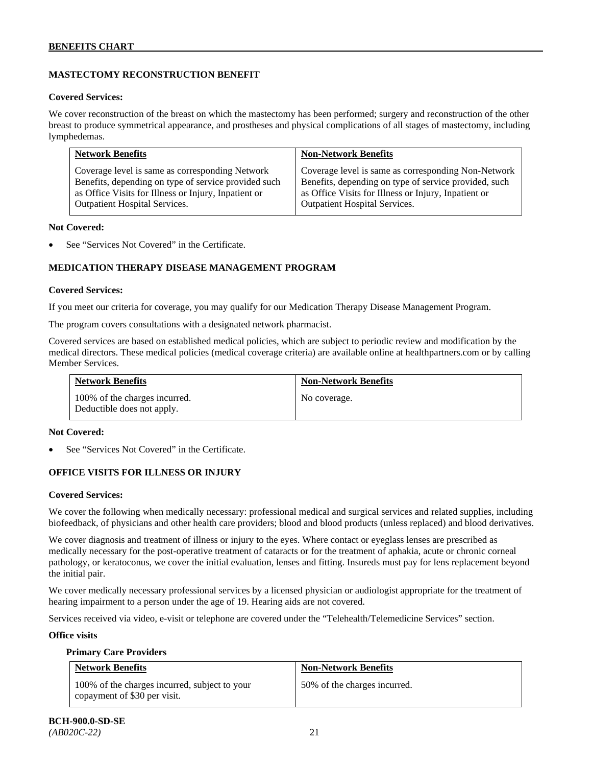## MASTECTOMY RECONSTRUCTION BENEFIT

**Covered Services:**

We cover reconstruction of the breast on which the mastectomy has been performed; surgery and reconstruction of the other breast to produce symmetrical appearance, and prostheses and physical complications of all stages of mastectomy, including lymphedemas.

| Network Benefits | Non-Network Benefits |
|---|---|
| Coverage level is same as corresponding Network Benefits, depending on type of service provided such as Office Visits for Illness or Injury, Inpatient or Outpatient Hospital Services. | Coverage level is same as corresponding Non-Network Benefits, depending on type of service provided, such as Office Visits for Illness or Injury, Inpatient or Outpatient Hospital Services. |

**Not Covered:**

- See "Services Not Covered" in the Certificate.

## MEDICATION THERAPY DISEASE MANAGEMENT PROGRAM

**Covered Services:**

If you meet our criteria for coverage, you may qualify for our Medication Therapy Disease Management Program.

The program covers consultations with a designated network pharmacist.

Covered services are based on established medical policies, which are subject to periodic review and modification by the medical directors. These medical policies (medical coverage criteria) are available online at healthpartners.com or by calling Member Services.

| Network Benefits | Non-Network Benefits |
|---|---|
| 100% of the charges incurred. Deductible does not apply. | No coverage. |

**Not Covered:**

- See "Services Not Covered" in the Certificate.

## OFFICE VISITS FOR ILLNESS OR INJURY

**Covered Services:**

We cover the following when medically necessary: professional medical and surgical services and related supplies, including biofeedback, of physicians and other health care providers; blood and blood products (unless replaced) and blood derivatives.

We cover diagnosis and treatment of illness or injury to the eyes. Where contact or eyeglass lenses are prescribed as medically necessary for the post-operative treatment of cataracts or for the treatment of aphakia, acute or chronic corneal pathology, or keratoconus, we cover the initial evaluation, lenses and fitting. Insureds must pay for lens replacement beyond the initial pair.

We cover medically necessary professional services by a licensed physician or audiologist appropriate for the treatment of hearing impairment to a person under the age of 19. Hearing aids are not covered.

Services received via video, e-visit or telephone are covered under the "Telehealth/Telemedicine Services" section.

**Office visits**

**Primary Care Providers**

| Network Benefits | Non-Network Benefits |
|---|---|
| 100% of the charges incurred, subject to your copayment of $30 per visit. | 50% of the charges incurred. |

**BCH-900.0-SD-SE**
*(AB020C-22)*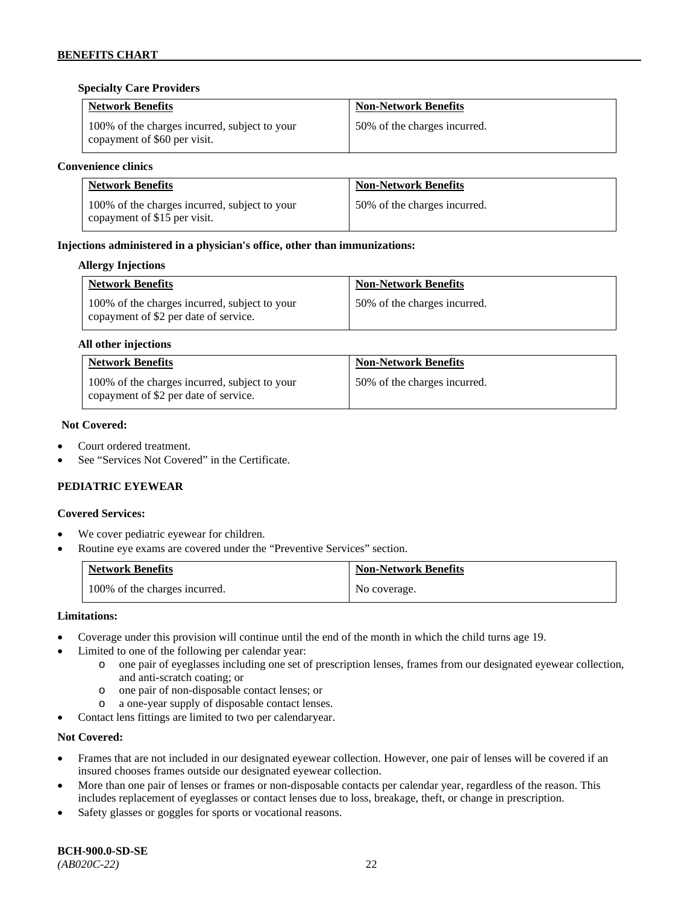**Specialty Care Providers**

| Network Benefits | Non-Network Benefits |
| --- | --- |
| 100% of the charges incurred, subject to your copayment of $60 per visit. | 50% of the charges incurred. |

**Convenience clinics**

| Network Benefits | Non-Network Benefits |
| --- | --- |
| 100% of the charges incurred, subject to your copayment of $15 per visit. | 50% of the charges incurred. |

**Injections administered in a physician's office, other than immunizations:**

**Allergy Injections**

| Network Benefits | Non-Network Benefits |
| --- | --- |
| 100% of the charges incurred, subject to your copayment of $2 per date of service. | 50% of the charges incurred. |

**All other injections**

| Network Benefits | Non-Network Benefits |
| --- | --- |
| 100% of the charges incurred, subject to your copayment of $2 per date of service. | 50% of the charges incurred. |

**Not Covered:**

- Court ordered treatment.
- See "Services Not Covered" in the Certificate.

**PEDIATRIC EYEWEAR**

**Covered Services:**

- We cover pediatric eyewear for children.
- Routine eye exams are covered under the "Preventive Services" section.

| Network Benefits | Non-Network Benefits |
| --- | --- |
| 100% of the charges incurred. | No coverage. |

**Limitations:**

- Coverage under this provision will continue until the end of the month in which the child turns age 19.
- Limited to one of the following per calendar year:
  - one pair of eyeglasses including one set of prescription lenses, frames from our designated eyewear collection, and anti-scratch coating; or
  - one pair of non-disposable contact lenses; or
  - a one-year supply of disposable contact lenses.
- Contact lens fittings are limited to two per calendaryear.

**Not Covered:**

- Frames that are not included in our designated eyewear collection. However, one pair of lenses will be covered if an insured chooses frames outside our designated eyewear collection.
- More than one pair of lenses or frames or non-disposable contacts per calendar year, regardless of the reason. This includes replacement of eyeglasses or contact lenses due to loss, breakage, theft, or change in prescription.
- Safety glasses or goggles for sports or vocational reasons.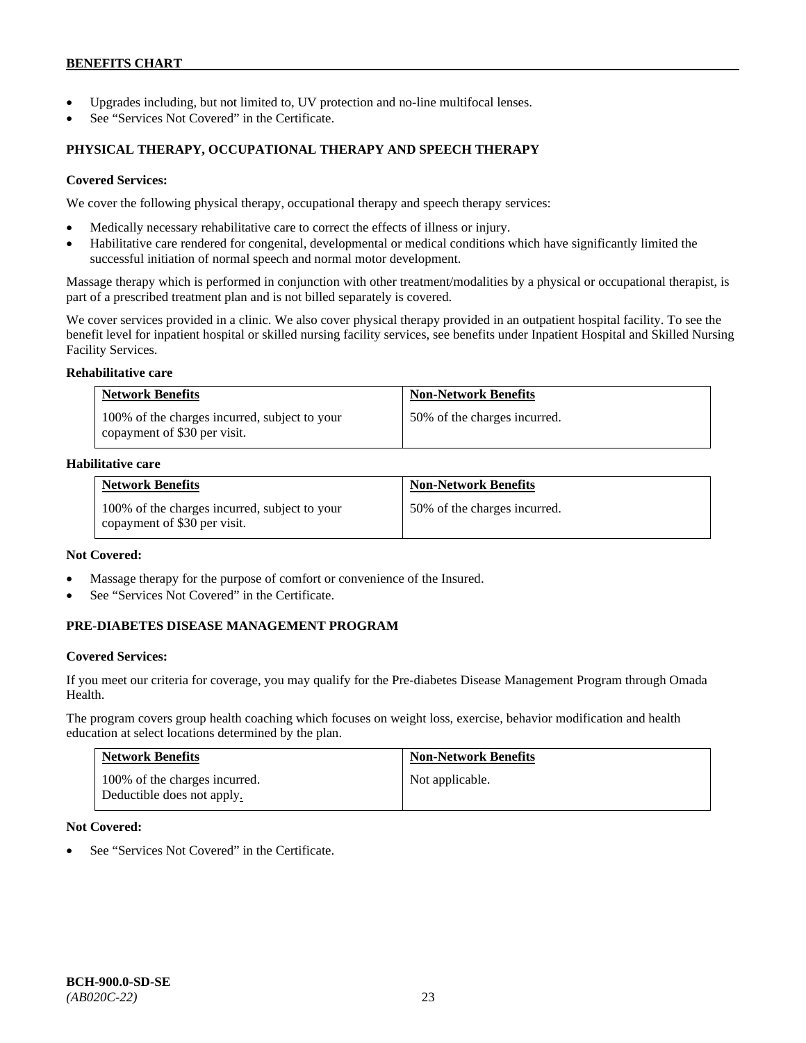- Upgrades including, but not limited to, UV protection and no-line multifocal lenses.
- See "Services Not Covered" in the Certificate.

### PHYSICAL THERAPY, OCCUPATIONAL THERAPY AND SPEECH THERAPY

**Covered Services:**

We cover the following physical therapy, occupational therapy and speech therapy services:

- Medically necessary rehabilitative care to correct the effects of illness or injury.
- Habilitative care rendered for congenital, developmental or medical conditions which have significantly limited the successful initiation of normal speech and normal motor development.

Massage therapy which is performed in conjunction with other treatment/modalities by a physical or occupational therapist, is part of a prescribed treatment plan and is not billed separately is covered.

We cover services provided in a clinic. We also cover physical therapy provided in an outpatient hospital facility. To see the benefit level for inpatient hospital or skilled nursing facility services, see benefits under Inpatient Hospital and Skilled Nursing Facility Services.

**Rehabilitative care**

| Network Benefits | Non-Network Benefits |
|---|---|
| 100% of the charges incurred, subject to your copayment of $30 per visit. | 50% of the charges incurred. |

**Habilitative care**

| Network Benefits | Non-Network Benefits |
|---|---|
| 100% of the charges incurred, subject to your copayment of $30 per visit. | 50% of the charges incurred. |

**Not Covered:**

- Massage therapy for the purpose of comfort or convenience of the Insured.
- See "Services Not Covered" in the Certificate.

### PRE-DIABETES DISEASE MANAGEMENT PROGRAM

**Covered Services:**

If you meet our criteria for coverage, you may qualify for the Pre-diabetes Disease Management Program through Omada Health.

The program covers group health coaching which focuses on weight loss, exercise, behavior modification and health education at select locations determined by the plan.

| Network Benefits | Non-Network Benefits |
|---|---|
| 100% of the charges incurred. Deductible does not apply. | Not applicable. |

**Not Covered:**

- See "Services Not Covered" in the Certificate.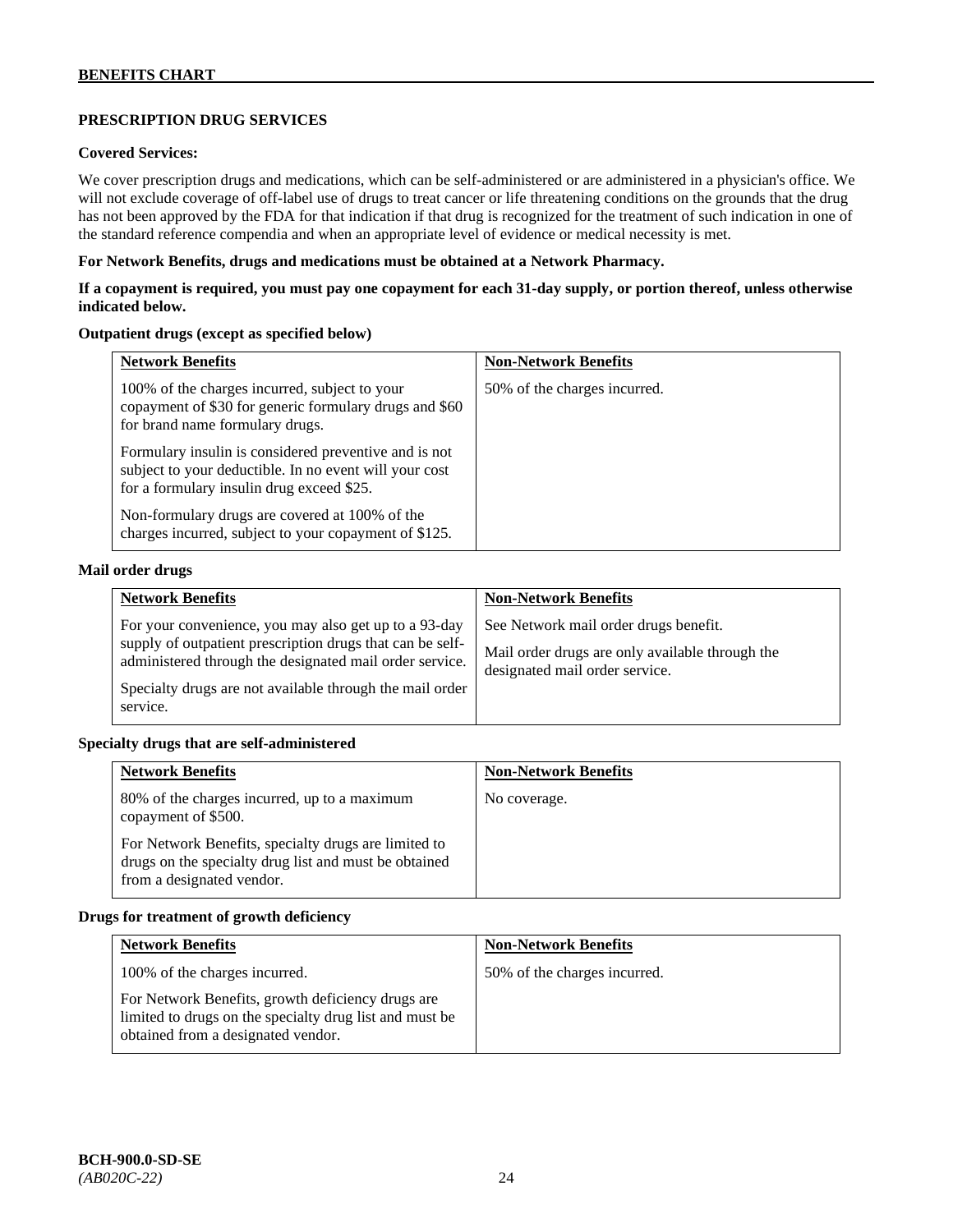## PRESCRIPTION DRUG SERVICES

**Covered Services:**

We cover prescription drugs and medications, which can be self-administered or are administered in a physician's office. We will not exclude coverage of off-label use of drugs to treat cancer or life threatening conditions on the grounds that the drug has not been approved by the FDA for that indication if that drug is recognized for the treatment of such indication in one of the standard reference compendia and when an appropriate level of evidence or medical necessity is met.

**For Network Benefits, drugs and medications must be obtained at a Network Pharmacy.**

**If a copayment is required, you must pay one copayment for each 31-day supply, or portion thereof, unless otherwise indicated below.**

**Outpatient drugs (except as specified below)**

| Network Benefits | Non-Network Benefits |
|---|---|
| 100% of the charges incurred, subject to your copayment of $30 for generic formulary drugs and $60 for brand name formulary drugs.<br><br>Formulary insulin is considered preventive and is not subject to your deductible. In no event will your cost for a formulary insulin drug exceed $25.<br><br>Non-formulary drugs are covered at 100% of the charges incurred, subject to your copayment of $125. | 50% of the charges incurred. |

**Mail order drugs**

| Network Benefits | Non-Network Benefits |
|---|---|
| For your convenience, you may also get up to a 93-day supply of outpatient prescription drugs that can be self-administered through the designated mail order service.<br><br>Specialty drugs are not available through the mail order service. | See Network mail order drugs benefit.<br><br>Mail order drugs are only available through the designated mail order service. |

**Specialty drugs that are self-administered**

| Network Benefits | Non-Network Benefits |
|---|---|
| 80% of the charges incurred, up to a maximum copayment of $500.<br><br>For Network Benefits, specialty drugs are limited to drugs on the specialty drug list and must be obtained from a designated vendor. | No coverage. |

**Drugs for treatment of growth deficiency**

| Network Benefits | Non-Network Benefits |
|---|---|
| 100% of the charges incurred.<br><br>For Network Benefits, growth deficiency drugs are limited to drugs on the specialty drug list and must be obtained from a designated vendor. | 50% of the charges incurred. |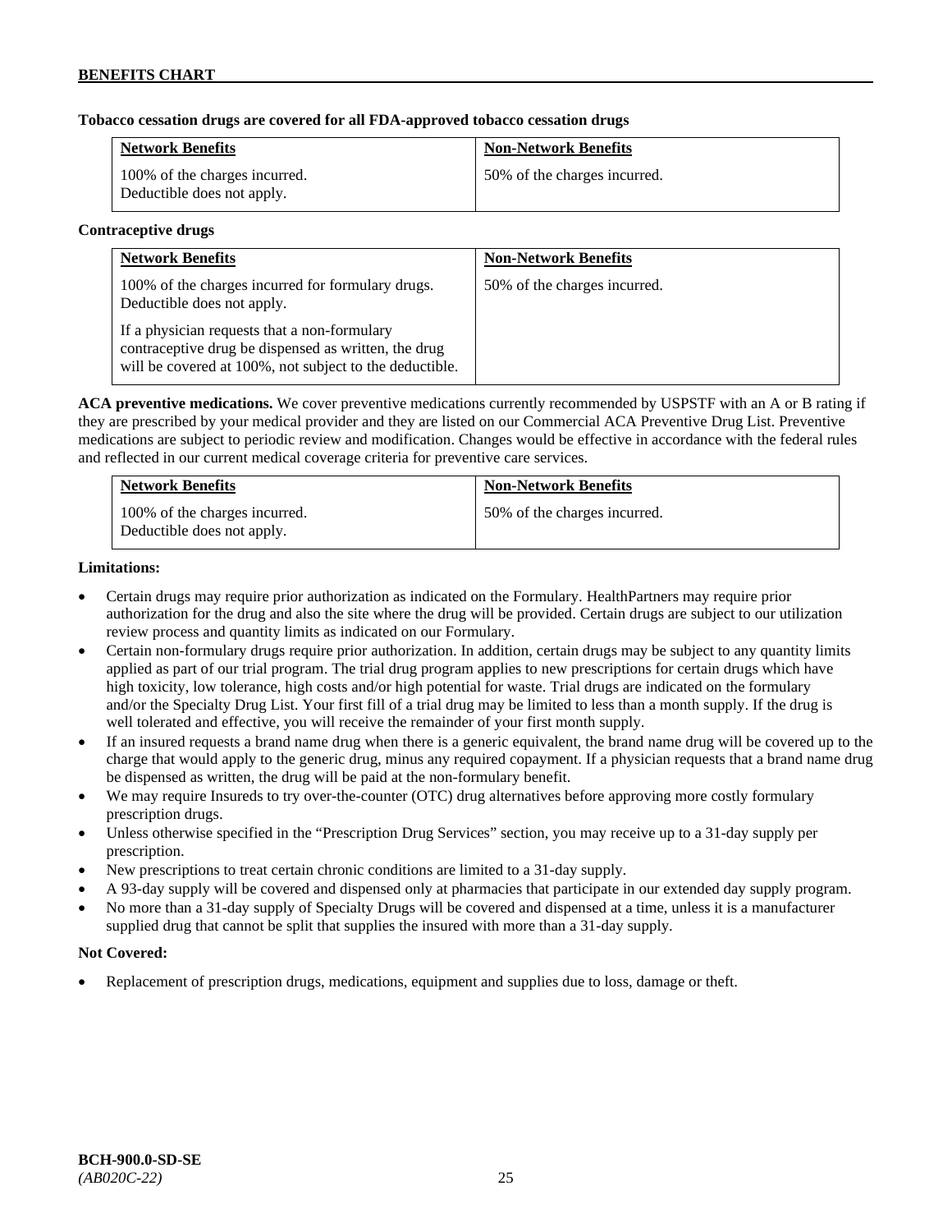**Tobacco cessation drugs are covered for all FDA-approved tobacco cessation drugs**

| Network Benefits | Non-Network Benefits |
|---|---|
| 100% of the charges incurred. Deductible does not apply. | 50% of the charges incurred. |

**Contraceptive drugs**

| Network Benefits | Non-Network Benefits |
|---|---|
| 100% of the charges incurred for formulary drugs. Deductible does not apply.<br><br>If a physician requests that a non-formulary contraceptive drug be dispensed as written, the drug will be covered at 100%, not subject to the deductible. | 50% of the charges incurred. |

**ACA preventive medications.** We cover preventive medications currently recommended by USPSTF with an A or B rating if they are prescribed by your medical provider and they are listed on our Commercial ACA Preventive Drug List. Preventive medications are subject to periodic review and modification. Changes would be effective in accordance with the federal rules and reflected in our current medical coverage criteria for preventive care services.

| Network Benefits | Non-Network Benefits |
|---|---|
| 100% of the charges incurred. Deductible does not apply. | 50% of the charges incurred. |

**Limitations:**

- Certain drugs may require prior authorization as indicated on the Formulary. HealthPartners may require prior authorization for the drug and also the site where the drug will be provided. Certain drugs are subject to our utilization review process and quantity limits as indicated on our Formulary.
- Certain non-formulary drugs require prior authorization. In addition, certain drugs may be subject to any quantity limits applied as part of our trial program. The trial drug program applies to new prescriptions for certain drugs which have high toxicity, low tolerance, high costs and/or high potential for waste. Trial drugs are indicated on the formulary and/or the Specialty Drug List. Your first fill of a trial drug may be limited to less than a month supply. If the drug is well tolerated and effective, you will receive the remainder of your first month supply.
- If an insured requests a brand name drug when there is a generic equivalent, the brand name drug will be covered up to the charge that would apply to the generic drug, minus any required copayment. If a physician requests that a brand name drug be dispensed as written, the drug will be paid at the non-formulary benefit.
- We may require Insureds to try over-the-counter (OTC) drug alternatives before approving more costly formulary prescription drugs.
- Unless otherwise specified in the "Prescription Drug Services" section, you may receive up to a 31-day supply per prescription.
- New prescriptions to treat certain chronic conditions are limited to a 31-day supply.
- A 93-day supply will be covered and dispensed only at pharmacies that participate in our extended day supply program.
- No more than a 31-day supply of Specialty Drugs will be covered and dispensed at a time, unless it is a manufacturer supplied drug that cannot be split that supplies the insured with more than a 31-day supply.

**Not Covered:**

- Replacement of prescription drugs, medications, equipment and supplies due to loss, damage or theft.

**BCH-900.0-SD-SE**
*(AB020C-22)*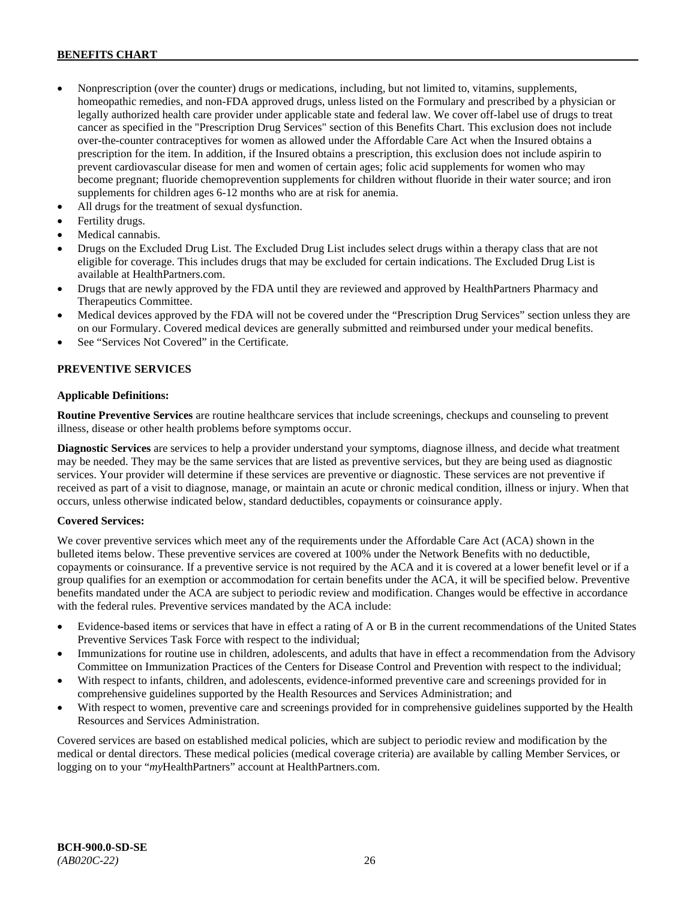- Nonprescription (over the counter) drugs or medications, including, but not limited to, vitamins, supplements, homeopathic remedies, and non-FDA approved drugs, unless listed on the Formulary and prescribed by a physician or legally authorized health care provider under applicable state and federal law. We cover off-label use of drugs to treat cancer as specified in the "Prescription Drug Services" section of this Benefits Chart. This exclusion does not include over-the-counter contraceptives for women as allowed under the Affordable Care Act when the Insured obtains a prescription for the item. In addition, if the Insured obtains a prescription, this exclusion does not include aspirin to prevent cardiovascular disease for men and women of certain ages; folic acid supplements for women who may become pregnant; fluoride chemoprevention supplements for children without fluoride in their water source; and iron supplements for children ages 6-12 months who are at risk for anemia.
- All drugs for the treatment of sexual dysfunction.
- Fertility drugs.
- Medical cannabis.
- Drugs on the Excluded Drug List. The Excluded Drug List includes select drugs within a therapy class that are not eligible for coverage. This includes drugs that may be excluded for certain indications. The Excluded Drug List is available at HealthPartners.com.
- Drugs that are newly approved by the FDA until they are reviewed and approved by HealthPartners Pharmacy and Therapeutics Committee.
- Medical devices approved by the FDA will not be covered under the "Prescription Drug Services" section unless they are on our Formulary. Covered medical devices are generally submitted and reimbursed under your medical benefits.
- See "Services Not Covered" in the Certificate.

## PREVENTIVE SERVICES

**Applicable Definitions:**

**Routine Preventive Services** are routine healthcare services that include screenings, checkups and counseling to prevent illness, disease or other health problems before symptoms occur.

**Diagnostic Services** are services to help a provider understand your symptoms, diagnose illness, and decide what treatment may be needed. They may be the same services that are listed as preventive services, but they are being used as diagnostic services. Your provider will determine if these services are preventive or diagnostic. These services are not preventive if received as part of a visit to diagnose, manage, or maintain an acute or chronic medical condition, illness or injury. When that occurs, unless otherwise indicated below, standard deductibles, copayments or coinsurance apply.

**Covered Services:**

We cover preventive services which meet any of the requirements under the Affordable Care Act (ACA) shown in the bulleted items below. These preventive services are covered at 100% under the Network Benefits with no deductible, copayments or coinsurance. If a preventive service is not required by the ACA and it is covered at a lower benefit level or if a group qualifies for an exemption or accommodation for certain benefits under the ACA, it will be specified below. Preventive benefits mandated under the ACA are subject to periodic review and modification. Changes would be effective in accordance with the federal rules. Preventive services mandated by the ACA include:

- Evidence-based items or services that have in effect a rating of A or B in the current recommendations of the United States Preventive Services Task Force with respect to the individual;
- Immunizations for routine use in children, adolescents, and adults that have in effect a recommendation from the Advisory Committee on Immunization Practices of the Centers for Disease Control and Prevention with respect to the individual;
- With respect to infants, children, and adolescents, evidence-informed preventive care and screenings provided for in comprehensive guidelines supported by the Health Resources and Services Administration; and
- With respect to women, preventive care and screenings provided for in comprehensive guidelines supported by the Health Resources and Services Administration.

Covered services are based on established medical policies, which are subject to periodic review and modification by the medical or dental directors. These medical policies (medical coverage criteria) are available by calling Member Services, or logging on to your "*my*HealthPartners" account at HealthPartners.com.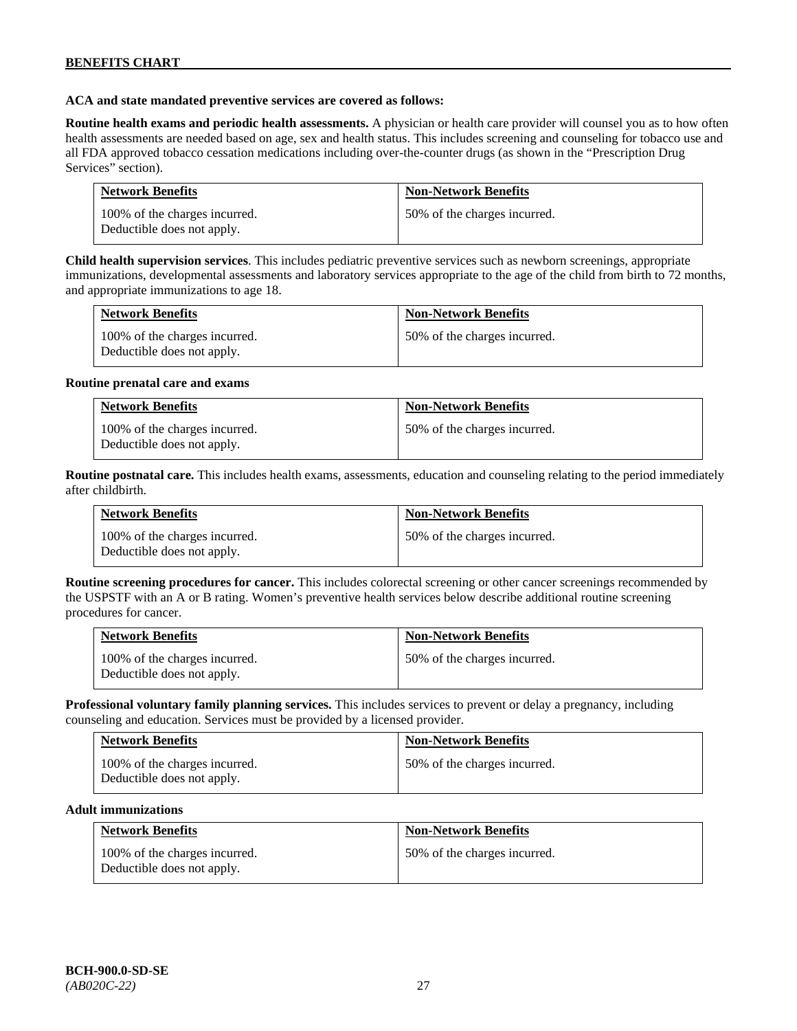**ACA and state mandated preventive services are covered as follows:**

**Routine health exams and periodic health assessments.** A physician or health care provider will counsel you as to how often health assessments are needed based on age, sex and health status. This includes screening and counseling for tobacco use and all FDA approved tobacco cessation medications including over-the-counter drugs (as shown in the "Prescription Drug Services" section).

| Network Benefits | Non-Network Benefits |
| --- | --- |
| 100% of the charges incurred. Deductible does not apply. | 50% of the charges incurred. |

**Child health supervision services**. This includes pediatric preventive services such as newborn screenings, appropriate immunizations, developmental assessments and laboratory services appropriate to the age of the child from birth to 72 months, and appropriate immunizations to age 18.

| Network Benefits | Non-Network Benefits |
| --- | --- |
| 100% of the charges incurred. Deductible does not apply. | 50% of the charges incurred. |

**Routine prenatal care and exams**

| Network Benefits | Non-Network Benefits |
| --- | --- |
| 100% of the charges incurred. Deductible does not apply. | 50% of the charges incurred. |

**Routine postnatal care.** This includes health exams, assessments, education and counseling relating to the period immediately after childbirth.

| Network Benefits | Non-Network Benefits |
| --- | --- |
| 100% of the charges incurred. Deductible does not apply. | 50% of the charges incurred. |

**Routine screening procedures for cancer.** This includes colorectal screening or other cancer screenings recommended by the USPSTF with an A or B rating. Women's preventive health services below describe additional routine screening procedures for cancer.

| Network Benefits | Non-Network Benefits |
| --- | --- |
| 100% of the charges incurred. Deductible does not apply. | 50% of the charges incurred. |

**Professional voluntary family planning services.** This includes services to prevent or delay a pregnancy, including counseling and education. Services must be provided by a licensed provider.

| Network Benefits | Non-Network Benefits |
| --- | --- |
| 100% of the charges incurred. Deductible does not apply. | 50% of the charges incurred. |

**Adult immunizations**

| Network Benefits | Non-Network Benefits |
| --- | --- |
| 100% of the charges incurred. Deductible does not apply. | 50% of the charges incurred. |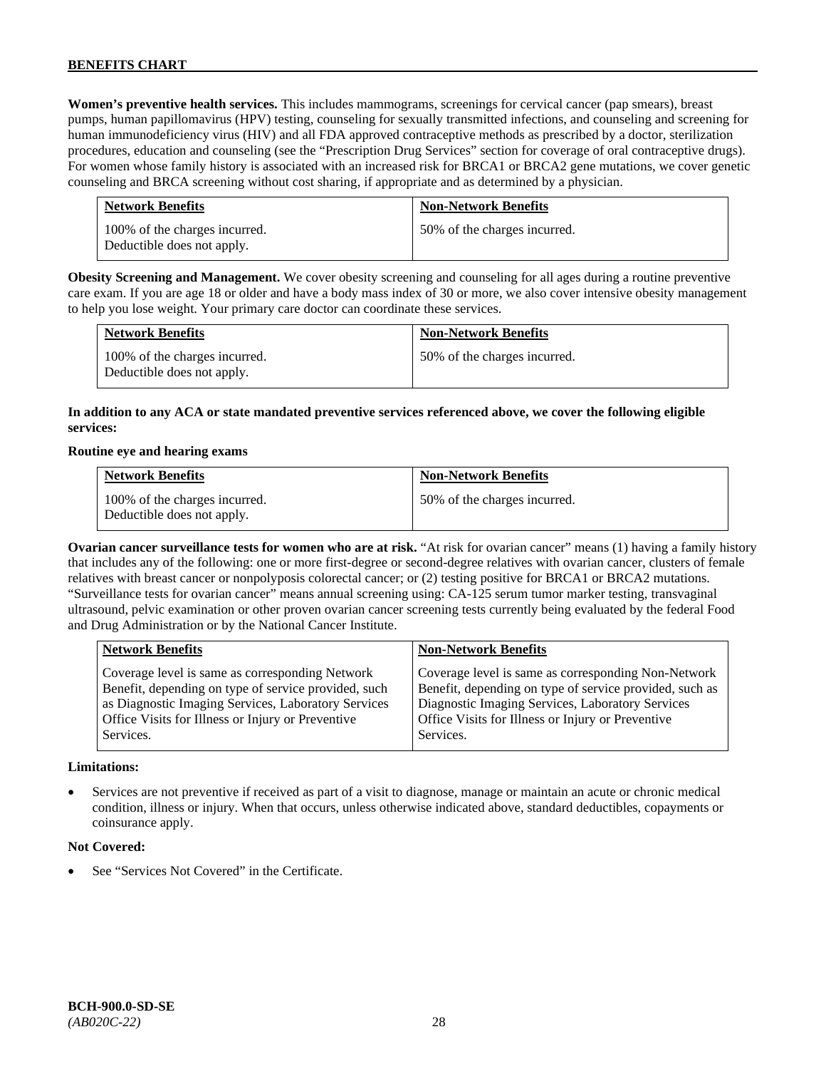**Women's preventive health services.** This includes mammograms, screenings for cervical cancer (pap smears), breast pumps, human papillomavirus (HPV) testing, counseling for sexually transmitted infections, and counseling and screening for human immunodeficiency virus (HIV) and all FDA approved contraceptive methods as prescribed by a doctor, sterilization procedures, education and counseling (see the "Prescription Drug Services" section for coverage of oral contraceptive drugs). For women whose family history is associated with an increased risk for BRCA1 or BRCA2 gene mutations, we cover genetic counseling and BRCA screening without cost sharing, if appropriate and as determined by a physician.

| Network Benefits | Non-Network Benefits |
|---|---|
| 100% of the charges incurred. Deductible does not apply. | 50% of the charges incurred. |

**Obesity Screening and Management.** We cover obesity screening and counseling for all ages during a routine preventive care exam. If you are age 18 or older and have a body mass index of 30 or more, we also cover intensive obesity management to help you lose weight. Your primary care doctor can coordinate these services.

| Network Benefits | Non-Network Benefits |
|---|---|
| 100% of the charges incurred. Deductible does not apply. | 50% of the charges incurred. |

**In addition to any ACA or state mandated preventive services referenced above, we cover the following eligible services:**

**Routine eye and hearing exams**

| Network Benefits | Non-Network Benefits |
|---|---|
| 100% of the charges incurred. Deductible does not apply. | 50% of the charges incurred. |

**Ovarian cancer surveillance tests for women who are at risk.** "At risk for ovarian cancer" means (1) having a family history that includes any of the following: one or more first-degree or second-degree relatives with ovarian cancer, clusters of female relatives with breast cancer or nonpolyposis colorectal cancer; or (2) testing positive for BRCA1 or BRCA2 mutations. "Surveillance tests for ovarian cancer" means annual screening using: CA-125 serum tumor marker testing, transvaginal ultrasound, pelvic examination or other proven ovarian cancer screening tests currently being evaluated by the federal Food and Drug Administration or by the National Cancer Institute.

| Network Benefits | Non-Network Benefits |
|---|---|
| Coverage level is same as corresponding Network Benefit, depending on type of service provided, such as Diagnostic Imaging Services, Laboratory Services Office Visits for Illness or Injury or Preventive Services. | Coverage level is same as corresponding Non-Network Benefit, depending on type of service provided, such as Diagnostic Imaging Services, Laboratory Services Office Visits for Illness or Injury or Preventive Services. |

**Limitations:**

- Services are not preventive if received as part of a visit to diagnose, manage or maintain an acute or chronic medical condition, illness or injury. When that occurs, unless otherwise indicated above, standard deductibles, copayments or coinsurance apply.

**Not Covered:**

- See "Services Not Covered" in the Certificate.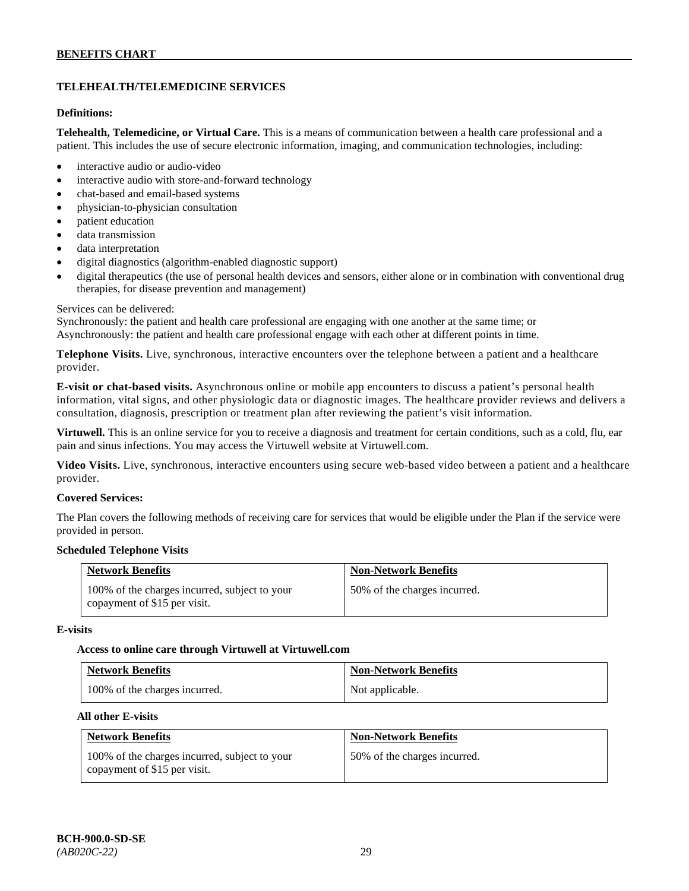## TELEHEALTH/TELEMEDICINE SERVICES

**Definitions:**

**Telehealth, Telemedicine, or Virtual Care.** This is a means of communication between a health care professional and a patient. This includes the use of secure electronic information, imaging, and communication technologies, including:

- interactive audio or audio-video
- interactive audio with store-and-forward technology
- chat-based and email-based systems
- physician-to-physician consultation
- patient education
- data transmission
- data interpretation
- digital diagnostics (algorithm-enabled diagnostic support)
- digital therapeutics (the use of personal health devices and sensors, either alone or in combination with conventional drug therapies, for disease prevention and management)

Services can be delivered:
Synchronously: the patient and health care professional are engaging with one another at the same time; or
Asynchronously: the patient and health care professional engage with each other at different points in time.

**Telephone Visits.** Live, synchronous, interactive encounters over the telephone between a patient and a healthcare provider.

**E-visit or chat-based visits.** Asynchronous online or mobile app encounters to discuss a patient's personal health information, vital signs, and other physiologic data or diagnostic images. The healthcare provider reviews and delivers a consultation, diagnosis, prescription or treatment plan after reviewing the patient's visit information.

**Virtuwell.** This is an online service for you to receive a diagnosis and treatment for certain conditions, such as a cold, flu, ear pain and sinus infections. You may access the Virtuwell website at Virtuwell.com.

**Video Visits.** Live, synchronous, interactive encounters using secure web-based video between a patient and a healthcare provider.

**Covered Services:**

The Plan covers the following methods of receiving care for services that would be eligible under the Plan if the service were provided in person.

**Scheduled Telephone Visits**

| Network Benefits | Non-Network Benefits |
|---|---|
| 100% of the charges incurred, subject to your copayment of $15 per visit. | 50% of the charges incurred. |

**E-visits**

**Access to online care through Virtuwell at Virtuwell.com**

| Network Benefits | Non-Network Benefits |
|---|---|
| 100% of the charges incurred. | Not applicable. |

**All other E-visits**

| Network Benefits | Non-Network Benefits |
|---|---|
| 100% of the charges incurred, subject to your copayment of $15 per visit. | 50% of the charges incurred. |

**BCH-900.0-SD-SE**
*(AB020C-22)*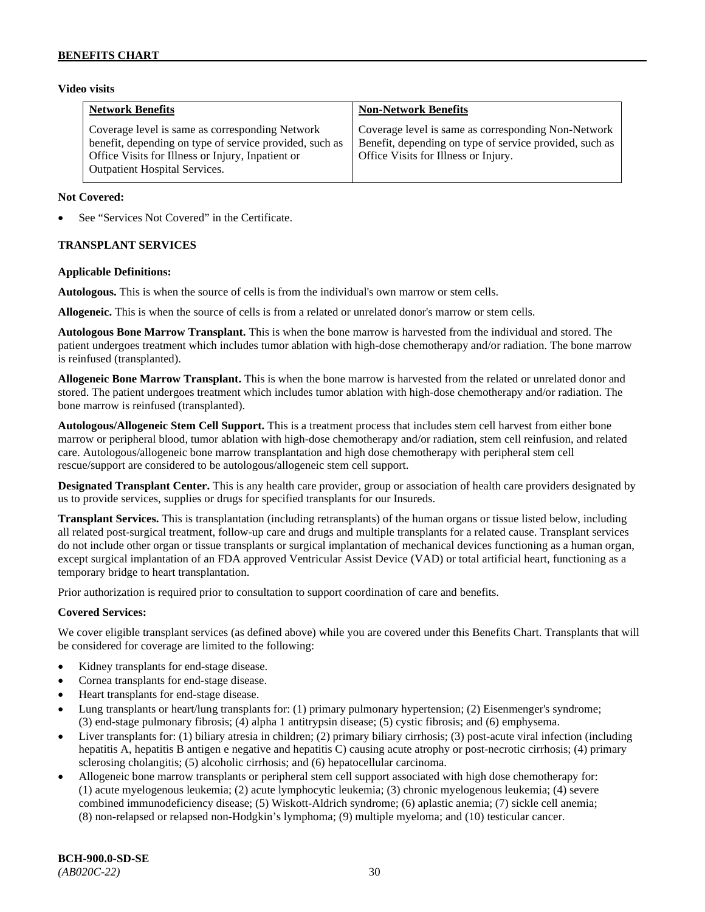**Video visits**

| **Network Benefits** | **Non-Network Benefits** |
| --- | --- |
| Coverage level is same as corresponding Network benefit, depending on type of service provided, such as Office Visits for Illness or Injury, Inpatient or Outpatient Hospital Services. | Coverage level is same as corresponding Non-Network Benefit, depending on type of service provided, such as Office Visits for Illness or Injury. |

**Not Covered:**

- See "Services Not Covered" in the Certificate.

**TRANSPLANT SERVICES**

**Applicable Definitions:**

**Autologous.** This is when the source of cells is from the individual's own marrow or stem cells.

**Allogeneic.** This is when the source of cells is from a related or unrelated donor's marrow or stem cells.

**Autologous Bone Marrow Transplant.** This is when the bone marrow is harvested from the individual and stored. The patient undergoes treatment which includes tumor ablation with high-dose chemotherapy and/or radiation. The bone marrow is reinfused (transplanted).

**Allogeneic Bone Marrow Transplant.** This is when the bone marrow is harvested from the related or unrelated donor and stored. The patient undergoes treatment which includes tumor ablation with high-dose chemotherapy and/or radiation. The bone marrow is reinfused (transplanted).

**Autologous/Allogeneic Stem Cell Support.** This is a treatment process that includes stem cell harvest from either bone marrow or peripheral blood, tumor ablation with high-dose chemotherapy and/or radiation, stem cell reinfusion, and related care. Autologous/allogeneic bone marrow transplantation and high dose chemotherapy with peripheral stem cell rescue/support are considered to be autologous/allogeneic stem cell support.

**Designated Transplant Center.** This is any health care provider, group or association of health care providers designated by us to provide services, supplies or drugs for specified transplants for our Insureds.

**Transplant Services.** This is transplantation (including retransplants) of the human organs or tissue listed below, including all related post-surgical treatment, follow-up care and drugs and multiple transplants for a related cause. Transplant services do not include other organ or tissue transplants or surgical implantation of mechanical devices functioning as a human organ, except surgical implantation of an FDA approved Ventricular Assist Device (VAD) or total artificial heart, functioning as a temporary bridge to heart transplantation.

Prior authorization is required prior to consultation to support coordination of care and benefits.

**Covered Services:**

We cover eligible transplant services (as defined above) while you are covered under this Benefits Chart. Transplants that will be considered for coverage are limited to the following:

- Kidney transplants for end-stage disease.
- Cornea transplants for end-stage disease.
- Heart transplants for end-stage disease.
- Lung transplants or heart/lung transplants for: (1) primary pulmonary hypertension; (2) Eisenmenger's syndrome; (3) end-stage pulmonary fibrosis; (4) alpha 1 antitrypsin disease; (5) cystic fibrosis; and (6) emphysema.
- Liver transplants for: (1) biliary atresia in children; (2) primary biliary cirrhosis; (3) post-acute viral infection (including hepatitis A, hepatitis B antigen e negative and hepatitis C) causing acute atrophy or post-necrotic cirrhosis; (4) primary sclerosing cholangitis; (5) alcoholic cirrhosis; and (6) hepatocellular carcinoma.
- Allogeneic bone marrow transplants or peripheral stem cell support associated with high dose chemotherapy for: (1) acute myelogenous leukemia; (2) acute lymphocytic leukemia; (3) chronic myelogenous leukemia; (4) severe combined immunodeficiency disease; (5) Wiskott-Aldrich syndrome; (6) aplastic anemia; (7) sickle cell anemia; (8) non-relapsed or relapsed non-Hodgkin's lymphoma; (9) multiple myeloma; and (10) testicular cancer.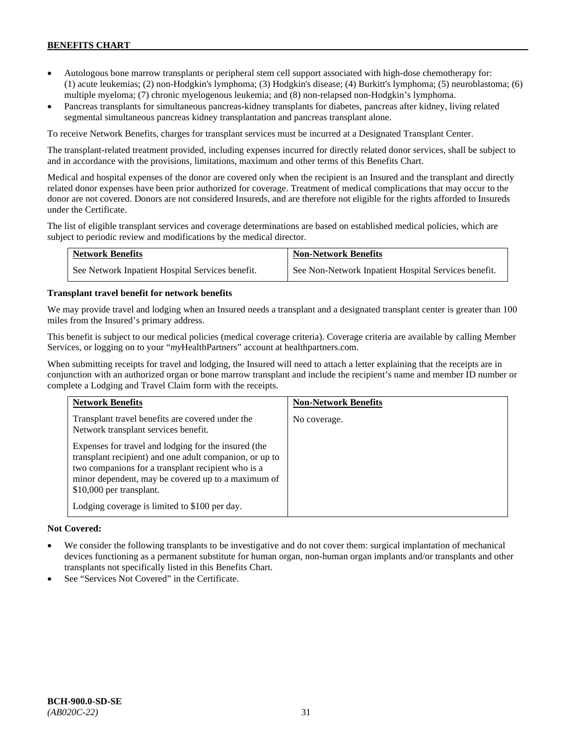- Autologous bone marrow transplants or peripheral stem cell support associated with high-dose chemotherapy for: (1) acute leukemias; (2) non-Hodgkin's lymphoma; (3) Hodgkin's disease; (4) Burkitt's lymphoma; (5) neuroblastoma; (6) multiple myeloma; (7) chronic myelogenous leukemia; and (8) non-relapsed non-Hodgkin's lymphoma.
- Pancreas transplants for simultaneous pancreas-kidney transplants for diabetes, pancreas after kidney, living related segmental simultaneous pancreas kidney transplantation and pancreas transplant alone.

To receive Network Benefits, charges for transplant services must be incurred at a Designated Transplant Center.

The transplant-related treatment provided, including expenses incurred for directly related donor services, shall be subject to and in accordance with the provisions, limitations, maximum and other terms of this Benefits Chart.

Medical and hospital expenses of the donor are covered only when the recipient is an Insured and the transplant and directly related donor expenses have been prior authorized for coverage. Treatment of medical complications that may occur to the donor are not covered. Donors are not considered Insureds, and are therefore not eligible for the rights afforded to Insureds under the Certificate.

The list of eligible transplant services and coverage determinations are based on established medical policies, which are subject to periodic review and modifications by the medical director.

| Network Benefits | Non-Network Benefits |
|---|---|
| See Network Inpatient Hospital Services benefit. | See Non-Network Inpatient Hospital Services benefit. |

**Transplant travel benefit for network benefits**

We may provide travel and lodging when an Insured needs a transplant and a designated transplant center is greater than 100 miles from the Insured's primary address.

This benefit is subject to our medical policies (medical coverage criteria). Coverage criteria are available by calling Member Services, or logging on to your "*my*HealthPartners" account at healthpartners.com.

When submitting receipts for travel and lodging, the Insured will need to attach a letter explaining that the receipts are in conjunction with an authorized organ or bone marrow transplant and include the recipient's name and member ID number or complete a Lodging and Travel Claim form with the receipts.

| Network Benefits | Non-Network Benefits |
|---|---|
| Transplant travel benefits are covered under the Network transplant services benefit.<br><br>Expenses for travel and lodging for the insured (the transplant recipient) and one adult companion, or up to two companions for a transplant recipient who is a minor dependent, may be covered up to a maximum of $10,000 per transplant.<br><br>Lodging coverage is limited to $100 per day. | No coverage. |

**Not Covered:**

- We consider the following transplants to be investigative and do not cover them: surgical implantation of mechanical devices functioning as a permanent substitute for human organ, non-human organ implants and/or transplants and other transplants not specifically listed in this Benefits Chart.
- See "Services Not Covered" in the Certificate.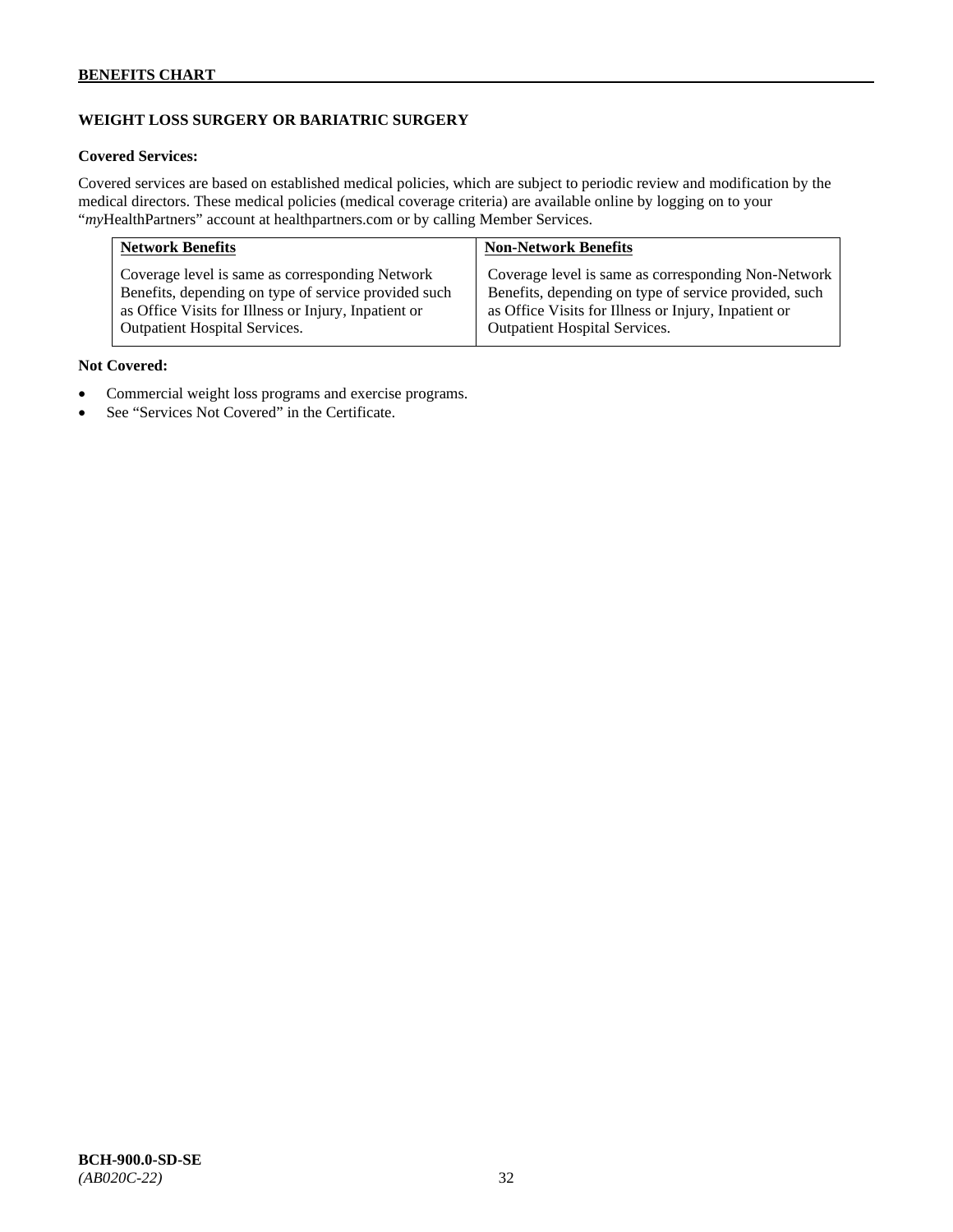## WEIGHT LOSS SURGERY OR BARIATRIC SURGERY

**Covered Services:**

Covered services are based on established medical policies, which are subject to periodic review and modification by the medical directors. These medical policies (medical coverage criteria) are available online by logging on to your "*my*HealthPartners" account at healthpartners.com or by calling Member Services.

| Network Benefits | Non-Network Benefits |
|---|---|
| Coverage level is same as corresponding Network Benefits, depending on type of service provided such as Office Visits for Illness or Injury, Inpatient or Outpatient Hospital Services. | Coverage level is same as corresponding Non-Network Benefits, depending on type of service provided, such as Office Visits for Illness or Injury, Inpatient or Outpatient Hospital Services. |

**Not Covered:**

- Commercial weight loss programs and exercise programs.
- See "Services Not Covered" in the Certificate.

**BCH-900.0-SD-SE**
*(AB020C-22)*